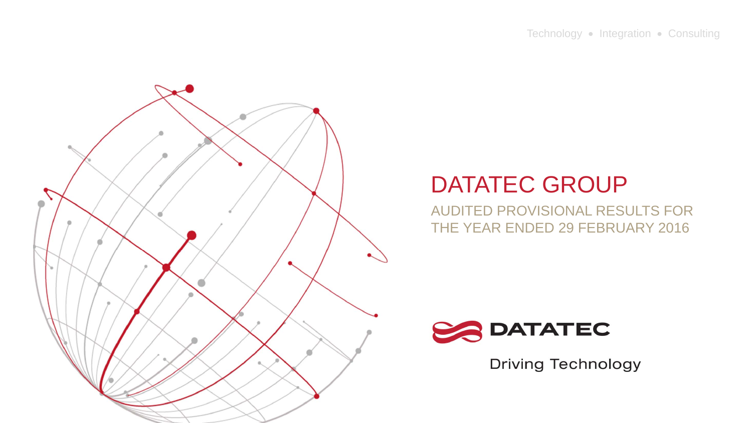Technology • Integration • Consulting

# DATATEC GROUP

## AUDITED PROVISIONAL RESULTS FOR THE YEAR ENDED 29 FEBRUARY 2016

DATATEC

Driving Technology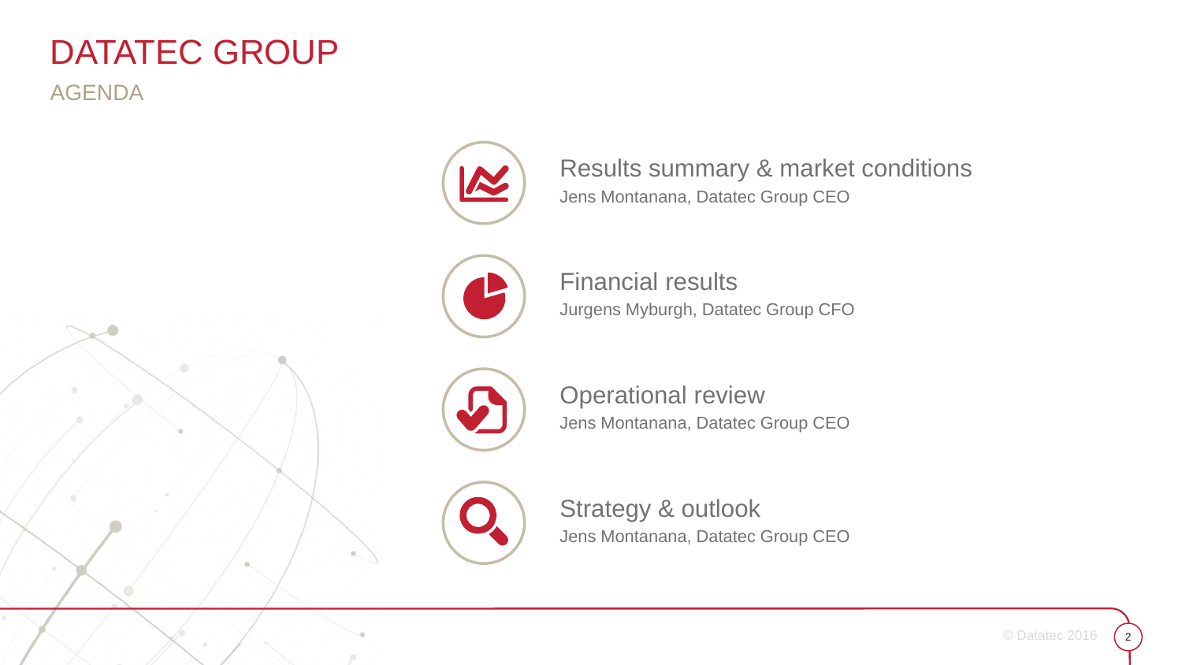# DATATEC GROUP

## AGENDA

- **Results summary & market conditions**
  Jens Montanana, Datatec Group CEO

- **Financial results**
  Jurgens Myburgh, Datatec Group CFO

- **Operational review**
  Jens Montanana, Datatec Group CEO

- **Strategy & outlook**
  Jens Montanana, Datatec Group CEO

© Datatec 2016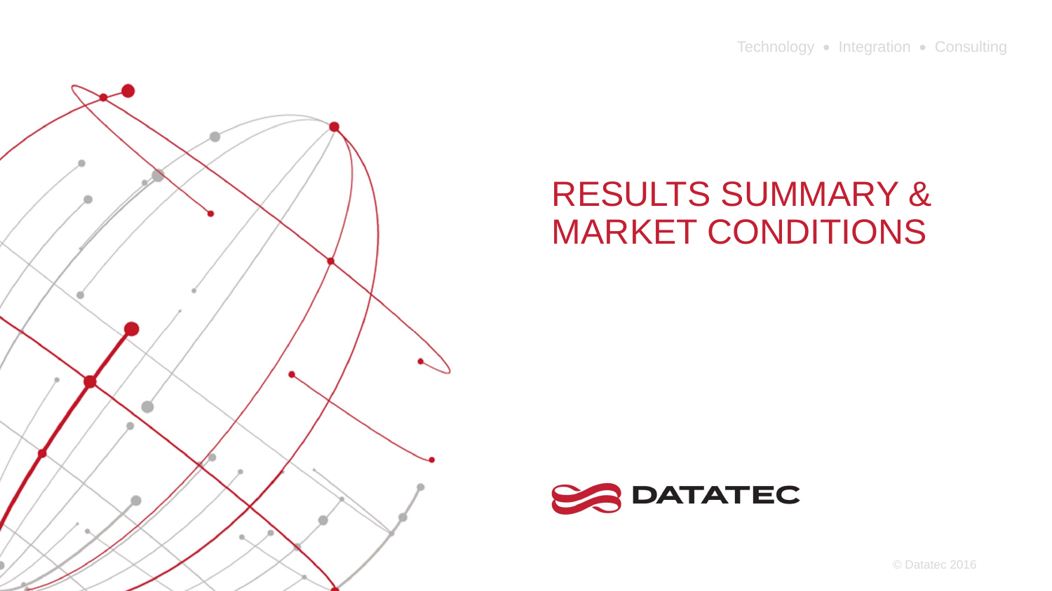# RESULTS SUMMARY & MARKET CONDITIONS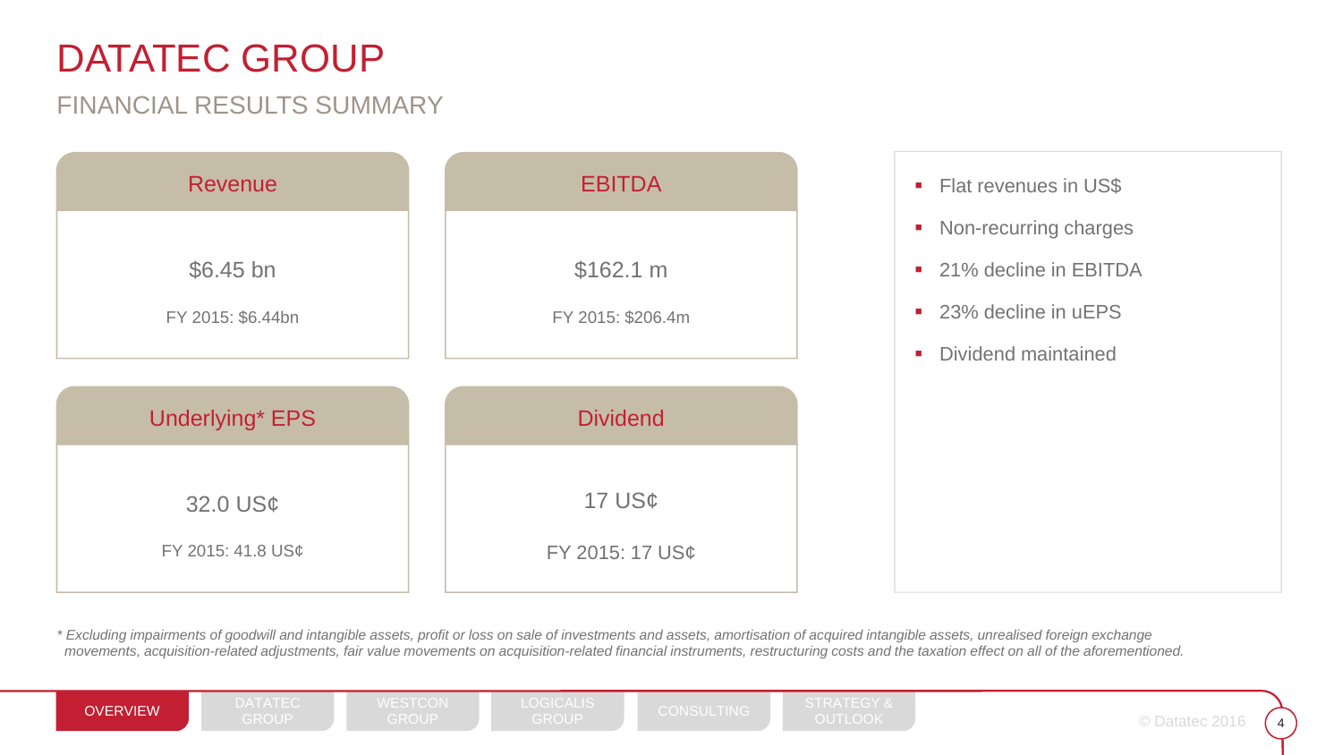# DATATEC GROUP

## FINANCIAL RESULTS SUMMARY

### Revenue

$6.45 bn

FY 2015: $6.44bn

### EBITDA

$162.1 m

FY 2015: $206.4m

### Underlying* EPS

32.0 US¢

FY 2015: 41.8 US¢

### Dividend

17 US¢

FY 2015: 17 US¢

- Flat revenues in US$
- Non-recurring charges
- 21% decline in EBITDA
- 23% decline in uEPS
- Dividend maintained

*\* Excluding impairments of goodwill and intangible assets, profit or loss on sale of investments and assets, amortisation of acquired intangible assets, unrealised foreign exchange movements, acquisition-related adjustments, fair value movements on acquisition-related financial instruments, restructuring costs and the taxation effect on all of the aforementioned.*

OVERVIEW | DATATEC GROUP | WESTCON GROUP | LOGICALIS GROUP | CONSULTING | STRATEGY & OUTLOOK

© Datatec 2016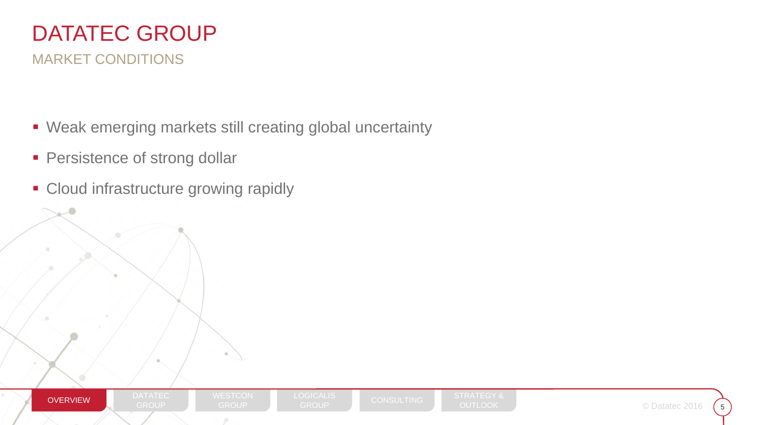# DATATEC GROUP

## MARKET CONDITIONS

- Weak emerging markets still creating global uncertainty
- Persistence of strong dollar
- Cloud infrastructure growing rapidly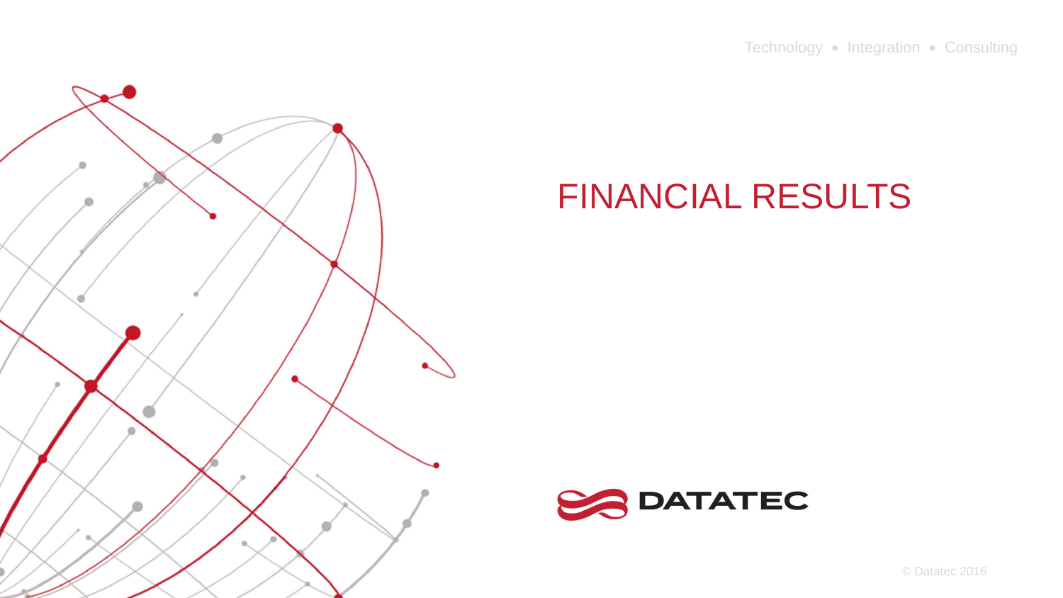# FINANCIAL RESULTS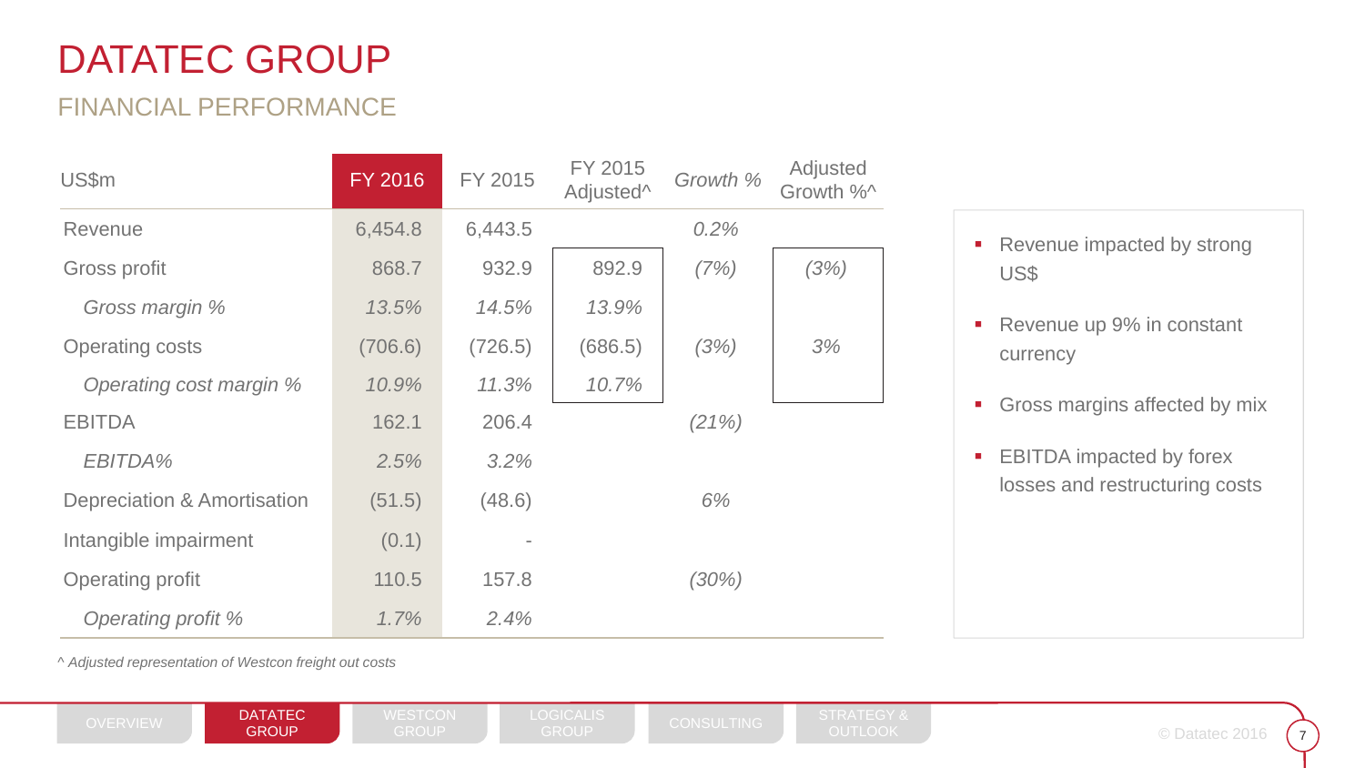# DATATEC GROUP

## FINANCIAL PERFORMANCE

| US$m | FY 2016 | FY 2015 | FY 2015 Adjusted^ | *Growth %* | Adjusted Growth %^ |
|---|---|---|---|---|---|
| Revenue | 6,454.8 | 6,443.5 | | *0.2%* | |
| Gross profit | 868.7 | 932.9 | 892.9 | *(7%)* | *(3%)* |
| *Gross margin %* | *13.5%* | *14.5%* | *13.9%* | | |
| Operating costs | (706.6) | (726.5) | (686.5) | *(3%)* | *3%* |
| *Operating cost margin %* | *10.9%* | *11.3%* | *10.7%* | | |
| EBITDA | 162.1 | 206.4 | | *(21%)* | |
| *EBITDA%* | *2.5%* | *3.2%* | | | |
| Depreciation & Amortisation | (51.5) | (48.6) | | *6%* | |
| Intangible impairment | (0.1) | - | | | |
| Operating profit | 110.5 | 157.8 | | *(30%)* | |
| *Operating profit %* | *1.7%* | *2.4%* | | | |

*^ Adjusted representation of Westcon freight out costs*

- Revenue impacted by strong US$
- Revenue up 9% in constant currency
- Gross margins affected by mix
- EBITDA impacted by forex losses and restructuring costs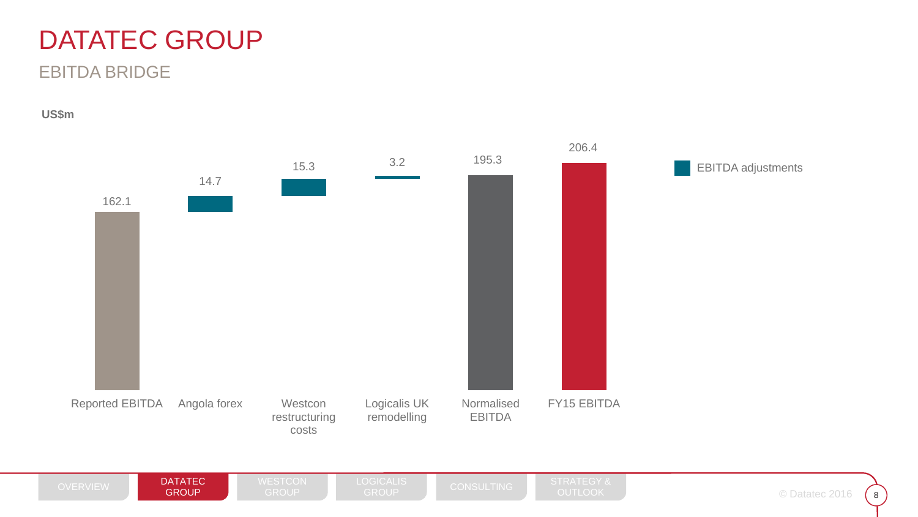# DATATEC GROUP

## EBITDA BRIDGE

**US$m**

| | US$m |
|---|---|
| Reported EBITDA | 162.1 |
| Angola forex | 14.7 |
| Westcon restructuring costs | 15.3 |
| Logicalis UK remodelling | 3.2 |
| Normalised EBITDA | 195.3 |
| FY15 EBITDA | 206.4 |

EBITDA adjustments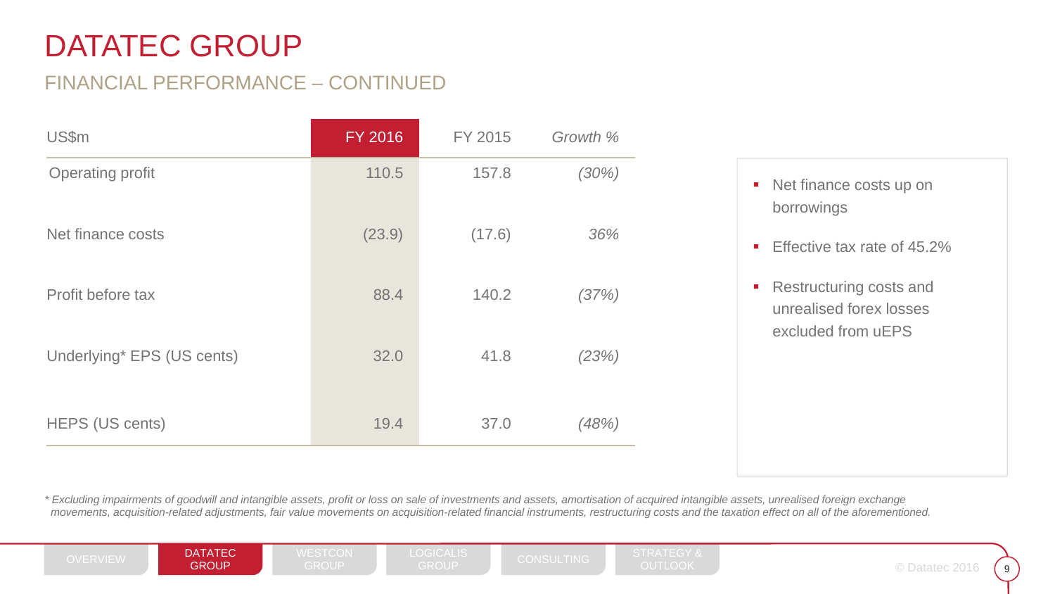# DATATEC GROUP

## FINANCIAL PERFORMANCE – CONTINUED

| US$m | FY 2016 | FY 2015 | *Growth %* |
|---|---|---|---|
| Operating profit | 110.5 | 157.8 | *(30%)* |
| Net finance costs | (23.9) | (17.6) | *36%* |
| Profit before tax | 88.4 | 140.2 | *(37%)* |
| Underlying* EPS (US cents) | 32.0 | 41.8 | *(23%)* |
| HEPS (US cents) | 19.4 | 37.0 | *(48%)* |

- Net finance costs up on borrowings
- Effective tax rate of 45.2%
- Restructuring costs and unrealised forex losses excluded from uEPS

*\* Excluding impairments of goodwill and intangible assets, profit or loss on sale of investments and assets, amortisation of acquired intangible assets, unrealised foreign exchange movements, acquisition-related adjustments, fair value movements on acquisition-related financial instruments, restructuring costs and the taxation effect on all of the aforementioned.*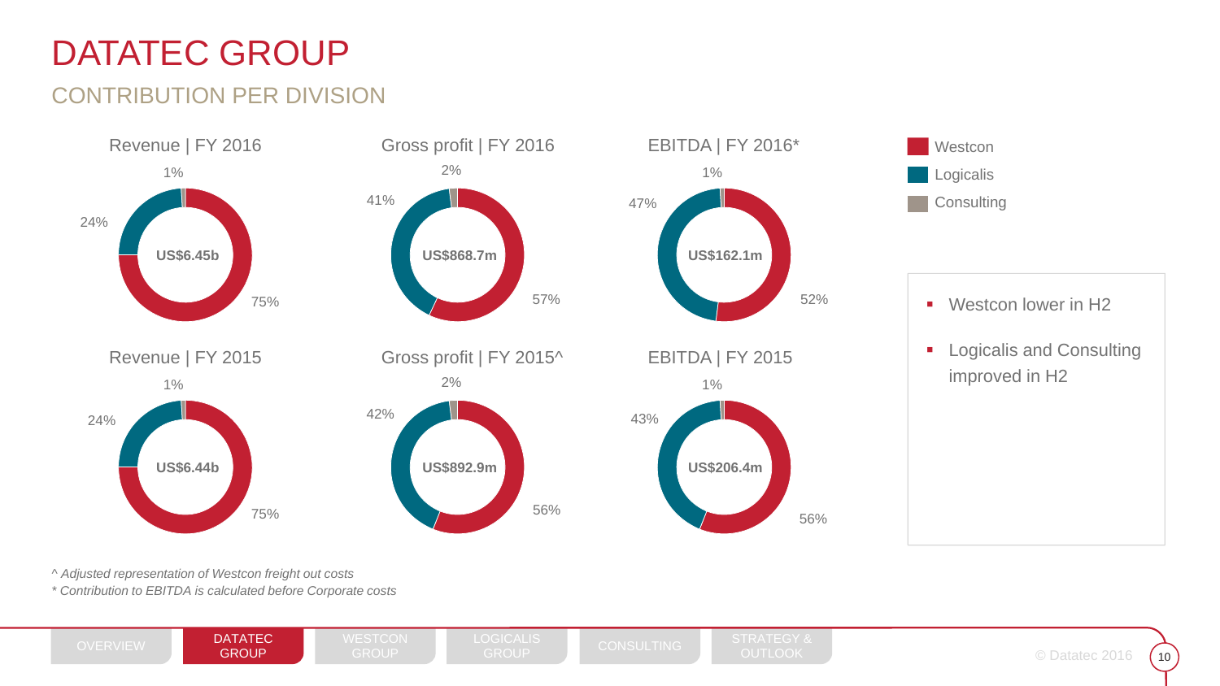# DATATEC GROUP

## CONTRIBUTION PER DIVISION

| Chart | Total | Westcon | Logicalis | Consulting |
|---|---|---|---|---|
| Revenue \| FY 2016 | US$6.45b | 75% | 24% | 1% |
| Gross profit \| FY 2016 | US$868.7m | 57% | 41% | 2% |
| EBITDA \| FY 2016* | US$162.1m | 52% | 47% | 1% |
| Revenue \| FY 2015 | US$6.44b | 75% | 24% | 1% |
| Gross profit \| FY 2015^ | US$892.9m | 56% | 42% | 2% |
| EBITDA \| FY 2015 | US$206.4m | 56% | 43% | 1% |

- Westcon lower in H2
- Logicalis and Consulting improved in H2

*^ Adjusted representation of Westcon freight out costs*

** Contribution to EBITDA is calculated before Corporate costs*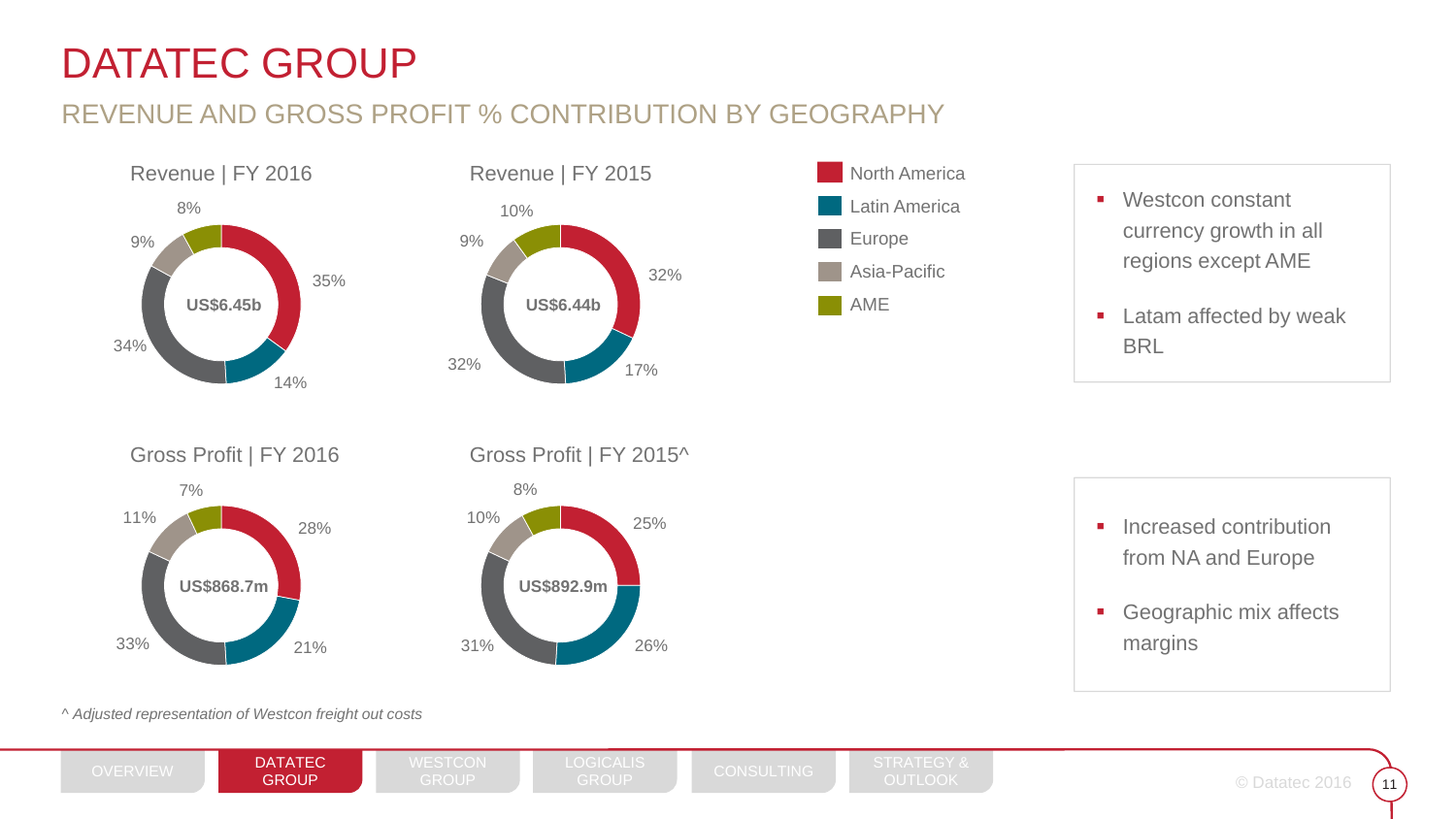# DATATEC GROUP

## REVENUE AND GROSS PROFIT % CONTRIBUTION BY GEOGRAPHY

### Revenue | FY 2016

US$6.45b

| Region | % |
|---|---|
| North America | 35% |
| Latin America | 14% |
| Europe | 34% |
| Asia-Pacific | 9% |
| AME | 8% |

### Revenue | FY 2015

US$6.44b

| Region | % |
|---|---|
| North America | 32% |
| Latin America | 17% |
| Europe | 32% |
| Asia-Pacific | 9% |
| AME | 10% |

- Westcon constant currency growth in all regions except AME
- Latam affected by weak BRL

### Gross Profit | FY 2016

US$868.7m

| Region | % |
|---|---|
| North America | 28% |
| Latin America | 21% |
| Europe | 33% |
| Asia-Pacific | 11% |
| AME | 7% |

### Gross Profit | FY 2015^

US$892.9m

| Region | % |
|---|---|
| North America | 25% |
| Latin America | 26% |
| Europe | 31% |
| Asia-Pacific | 10% |
| AME | 8% |

- Increased contribution from NA and Europe
- Geographic mix affects margins

*^ Adjusted representation of Westcon freight out costs*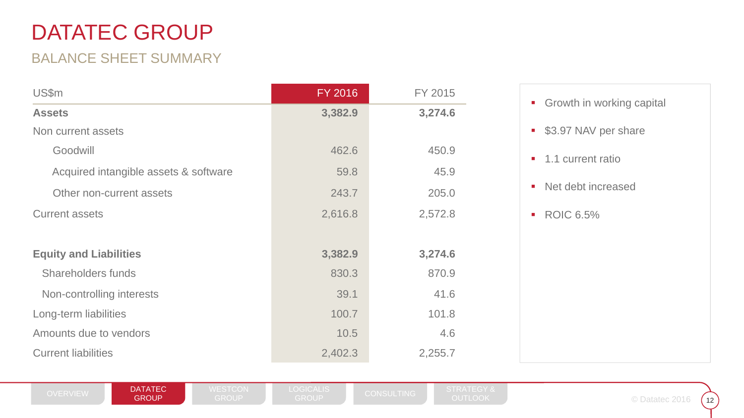# DATATEC GROUP

## BALANCE SHEET SUMMARY

| US$m | FY 2016 | FY 2015 |
|---|---|---|
| **Assets** | **3,382.9** | **3,274.6** |
| Non current assets | | |
| Goodwill | 462.6 | 450.9 |
| Acquired intangible assets & software | 59.8 | 45.9 |
| Other non-current assets | 243.7 | 205.0 |
| Current assets | 2,616.8 | 2,572.8 |
| | | |
| **Equity and Liabilities** | **3,382.9** | **3,274.6** |
| Shareholders funds | 830.3 | 870.9 |
| Non-controlling interests | 39.1 | 41.6 |
| Long-term liabilities | 100.7 | 101.8 |
| Amounts due to vendors | 10.5 | 4.6 |
| Current liabilities | 2,402.3 | 2,255.7 |

- Growth in working capital
- $3.97 NAV per share
- 1.1 current ratio
- Net debt increased
- ROIC 6.5%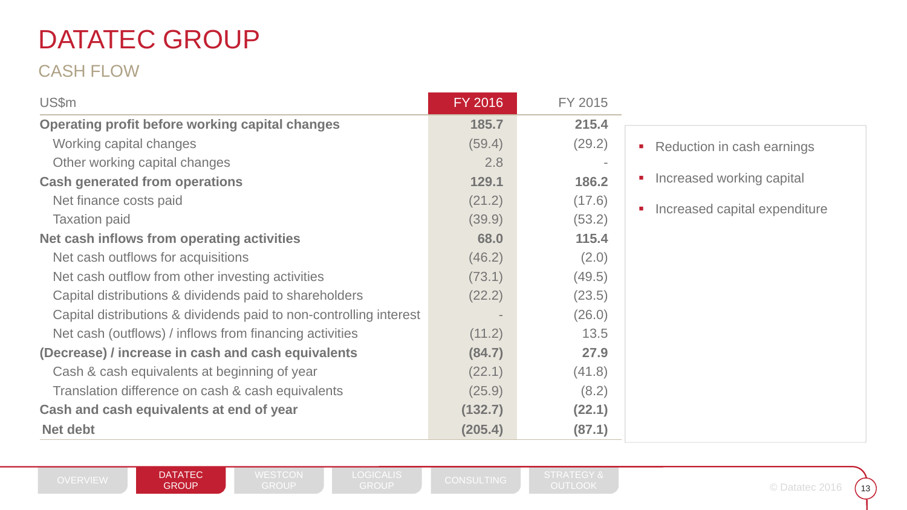# DATATEC GROUP

## CASH FLOW

| US$m | FY 2016 | FY 2015 |
|---|---|---|
| **Operating profit before working capital changes** | **185.7** | **215.4** |
| Working capital changes | (59.4) | (29.2) |
| Other working capital changes | 2.8 | - |
| **Cash generated from operations** | **129.1** | **186.2** |
| Net finance costs paid | (21.2) | (17.6) |
| Taxation paid | (39.9) | (53.2) |
| **Net cash inflows from operating activities** | **68.0** | **115.4** |
| Net cash outflows for acquisitions | (46.2) | (2.0) |
| Net cash outflow from other investing activities | (73.1) | (49.5) |
| Capital distributions & dividends paid to shareholders | (22.2) | (23.5) |
| Capital distributions & dividends paid to non-controlling interest | - | (26.0) |
| Net cash (outflows) / inflows from financing activities | (11.2) | 13.5 |
| **(Decrease) / increase in cash and cash equivalents** | **(84.7)** | **27.9** |
| Cash & cash equivalents at beginning of year | (22.1) | (41.8) |
| Translation difference on cash & cash equivalents | (25.9) | (8.2) |
| **Cash and cash equivalents at end of year** | **(132.7)** | **(22.1)** |
| **Net debt** | **(205.4)** | **(87.1)** |

- Reduction in cash earnings
- Increased working capital
- Increased capital expenditure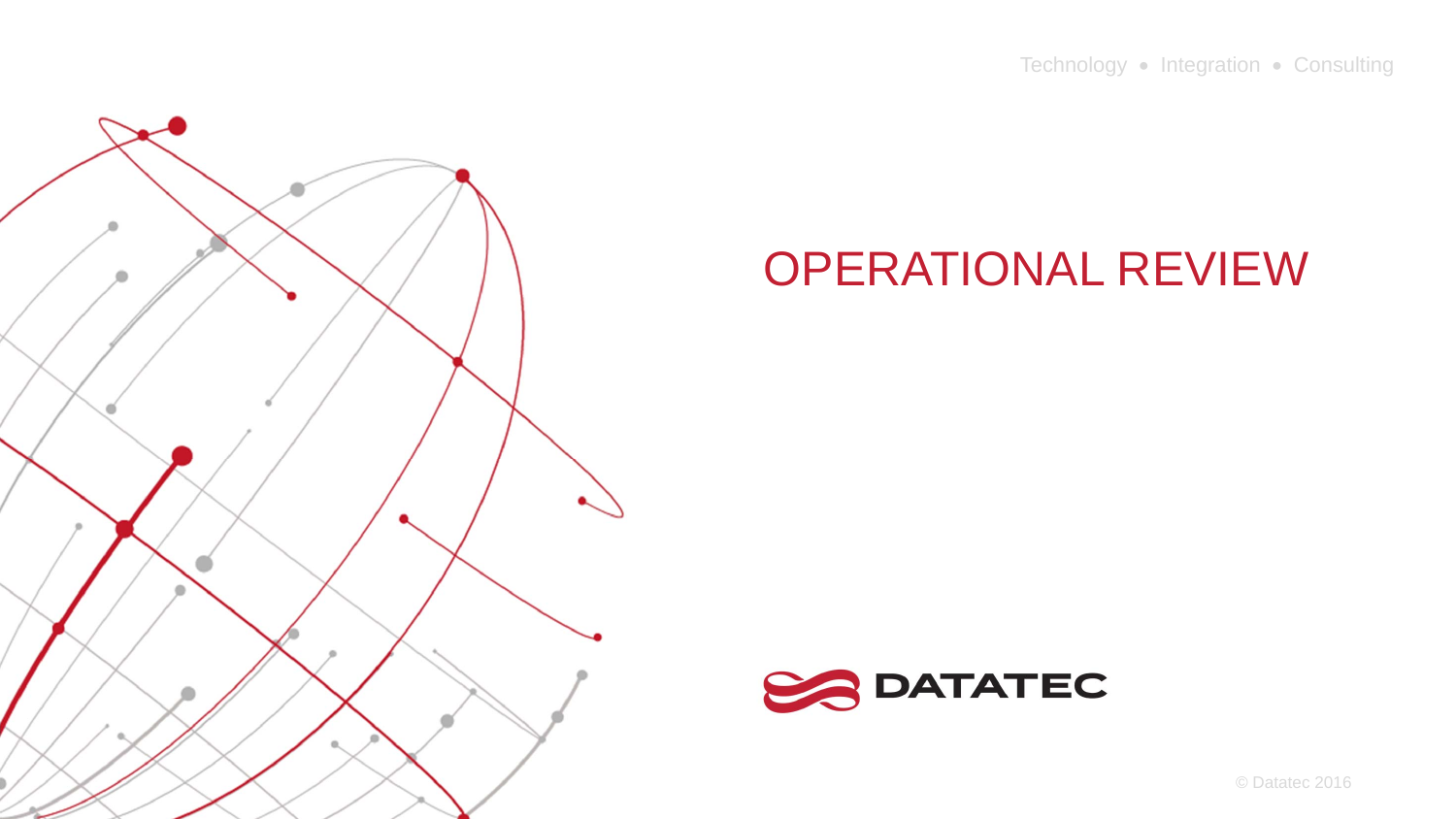Technology • Integration • Consulting

# OPERATIONAL REVIEW

DATATEC

© Datatec 2016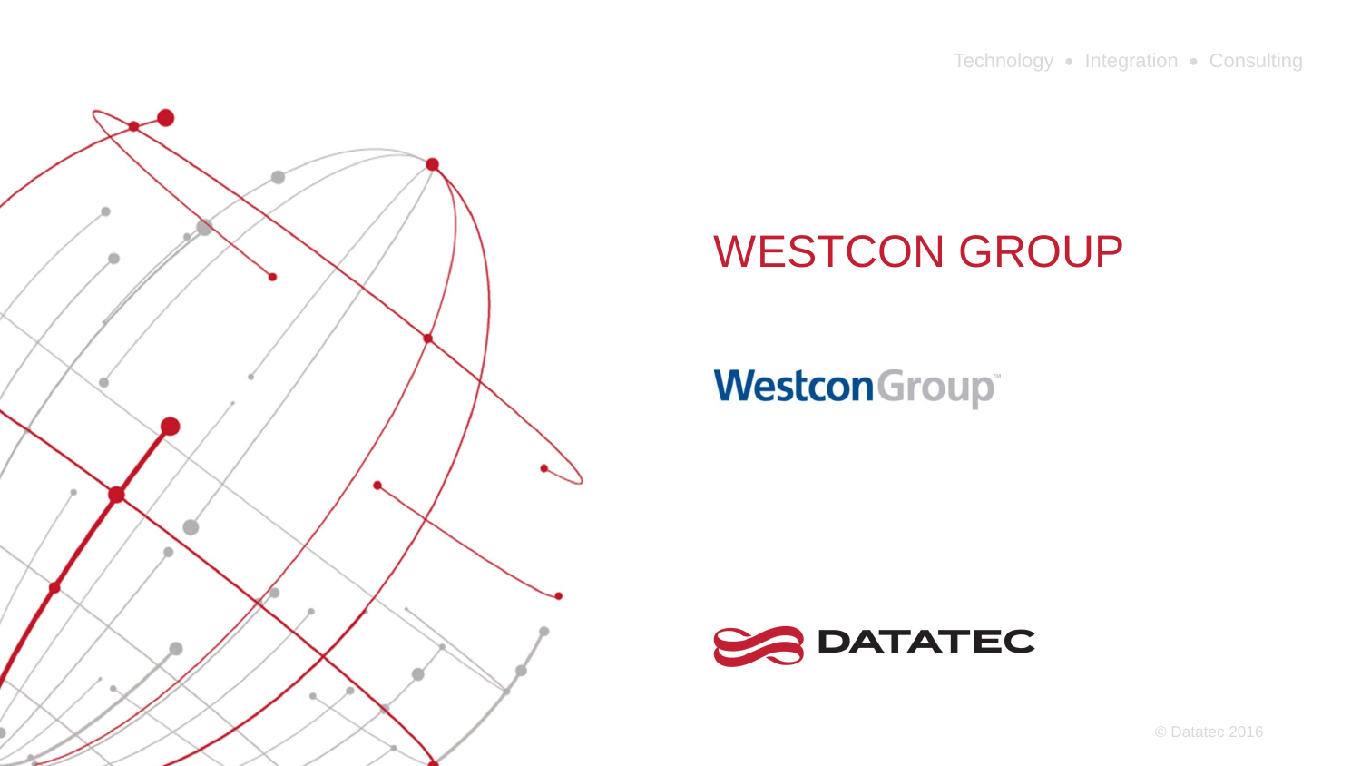Technology • Integration • Consulting

# WESTCON GROUP

WestconGroup™

DATATEC

© Datatec 2016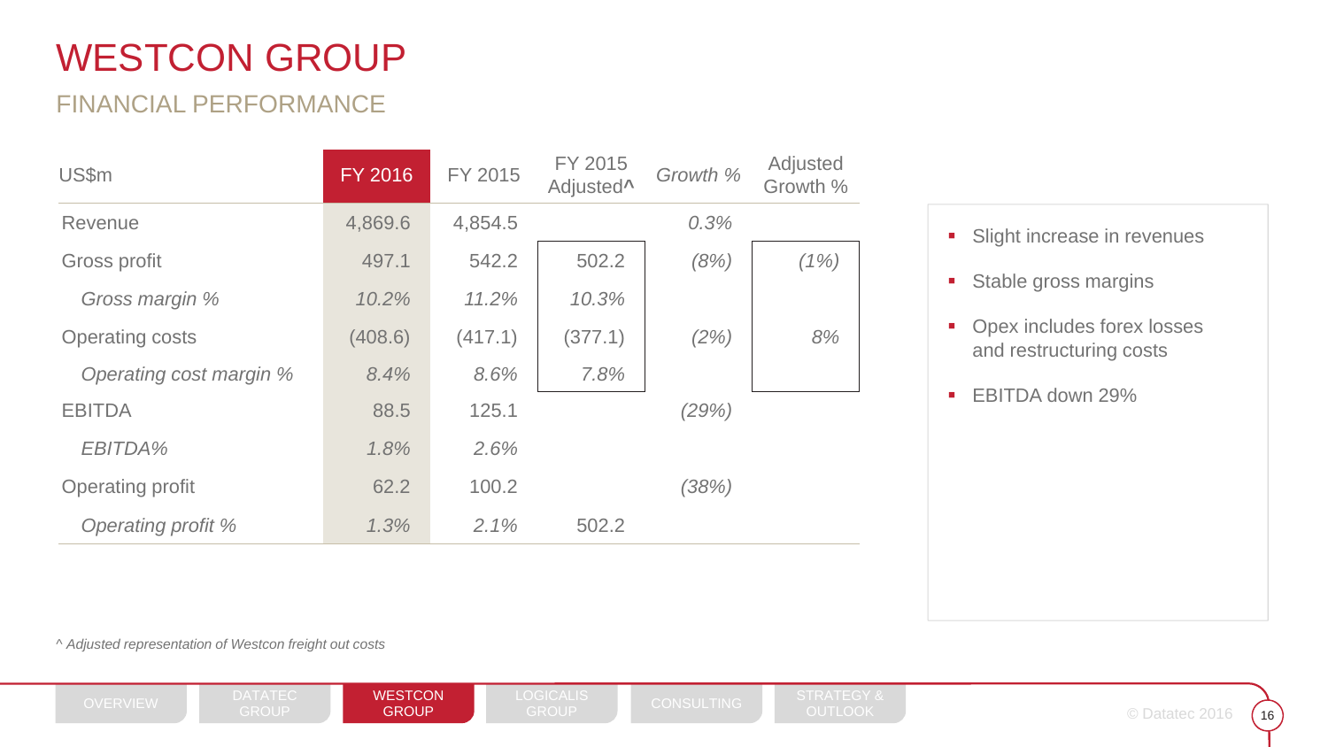# WESTCON GROUP

## FINANCIAL PERFORMANCE

| US$m | FY 2016 | FY 2015 | FY 2015 Adjusted^ | *Growth %* | Adjusted Growth % |
|---|---|---|---|---|---|
| Revenue | 4,869.6 | 4,854.5 | | *0.3%* | |
| Gross profit | 497.1 | 542.2 | 502.2 | *(8%)* | *(1%)* |
| *Gross margin %* | *10.2%* | *11.2%* | *10.3%* | | |
| Operating costs | (408.6) | (417.1) | (377.1) | *(2%)* | *8%* |
| *Operating cost margin %* | *8.4%* | *8.6%* | *7.8%* | | |
| EBITDA | 88.5 | 125.1 | | *(29%)* | |
| *EBITDA%* | *1.8%* | *2.6%* | | | |
| Operating profit | 62.2 | 100.2 | | *(38%)* | |
| *Operating profit %* | *1.3%* | *2.1%* | 502.2 | | |

- Slight increase in revenues
- Stable gross margins
- Opex includes forex losses and restructuring costs
- EBITDA down 29%

*^ Adjusted representation of Westcon freight out costs*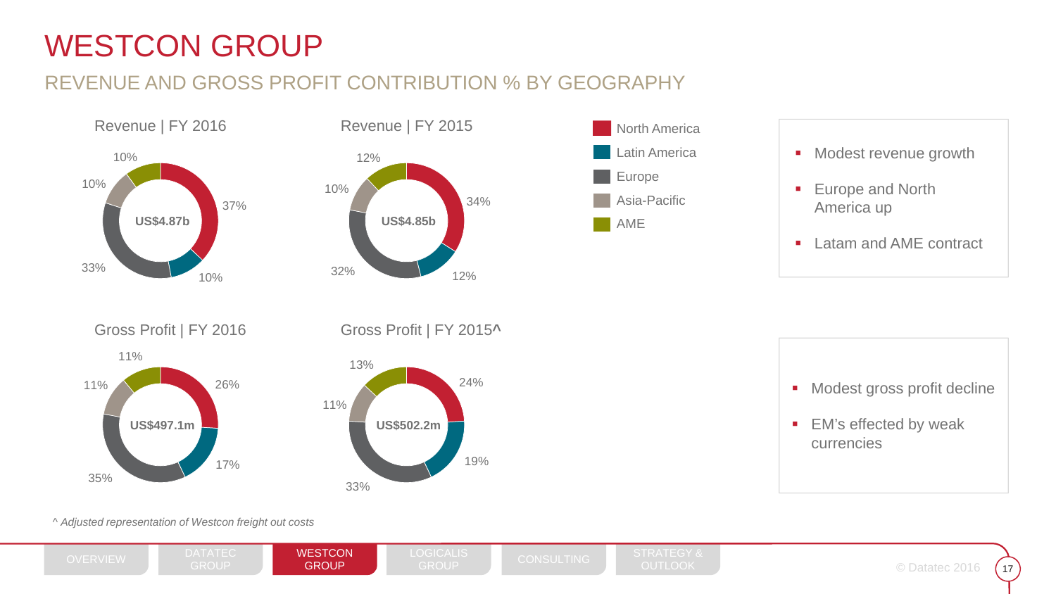# WESTCON GROUP

## REVENUE AND GROSS PROFIT CONTRIBUTION % BY GEOGRAPHY

| | Revenue \| FY 2016 | Revenue \| FY 2015 | Gross Profit \| FY 2016 | Gross Profit \| FY 2015^ |
|---|---|---|---|---|
| Total | US$4.87b | US$4.85b | US$497.1m | US$502.2m |
| North America | 37% | 34% | 26% | 24% |
| Latin America | 10% | 12% | 17% | 19% |
| Europe | 33% | 32% | 35% | 33% |
| Asia-Pacific | 10% | 10% | 11% | 11% |
| AME | 10% | 12% | 11% | 13% |

- Modest revenue growth
- Europe and North America up
- Latam and AME contract

- Modest gross profit decline
- EM's effected by weak currencies

*^ Adjusted representation of Westcon freight out costs*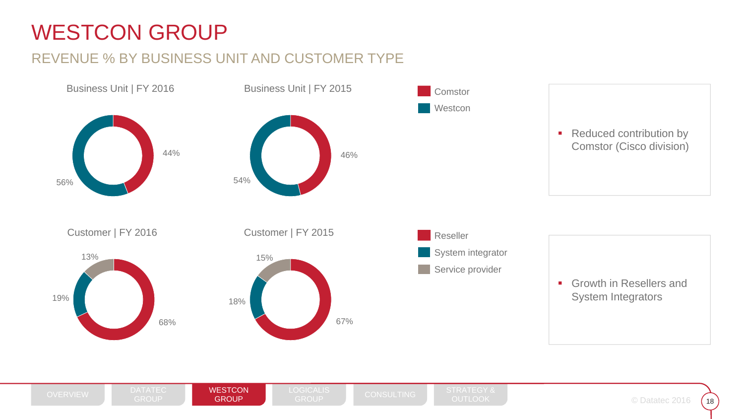# WESTCON GROUP

## REVENUE % BY BUSINESS UNIT AND CUSTOMER TYPE

Business Unit | FY 2016

| Business unit | FY 2016 | FY 2015 |
|---|---|---|
| Comstor | 44% | 46% |
| Westcon | 56% | 54% |

- Reduced contribution by Comstor (Cisco division)

| Customer | FY 2016 | FY 2015 |
|---|---|---|
| Reseller | 68% | 67% |
| System integrator | 19% | 18% |
| Service provider | 13% | 15% |

- Growth in Resellers and System Integrators

OVERVIEW | DATATEC GROUP | WESTCON GROUP | LOGICALIS GROUP | CONSULTING | STRATEGY & OUTLOOK

© Datatec 2016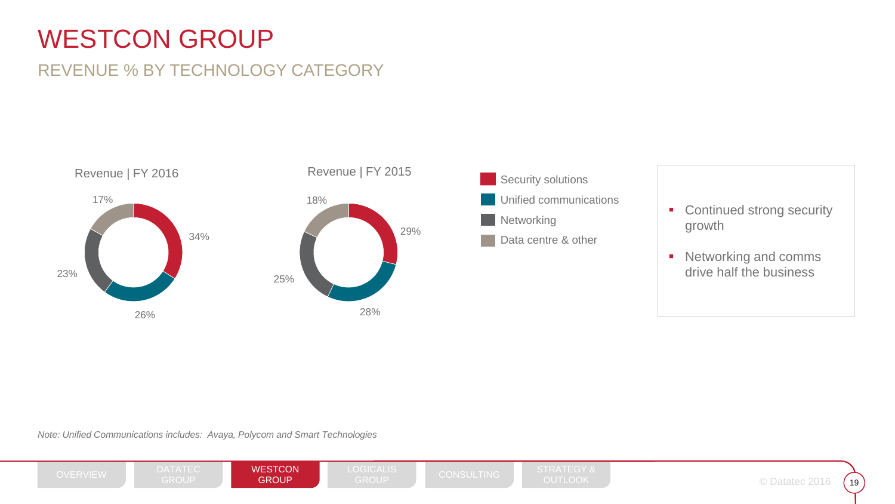# WESTCON GROUP

## REVENUE % BY TECHNOLOGY CATEGORY

| Category | Revenue FY 2016 | Revenue FY 2015 |
|---|---|---|
| Security solutions | 34% | 29% |
| Unified communications | 26% | 28% |
| Networking | 23% | 25% |
| Data centre & other | 17% | 18% |

- Continued strong security growth
- Networking and comms drive half the business

*Note: Unified Communications includes: Avaya, Polycom and Smart Technologies*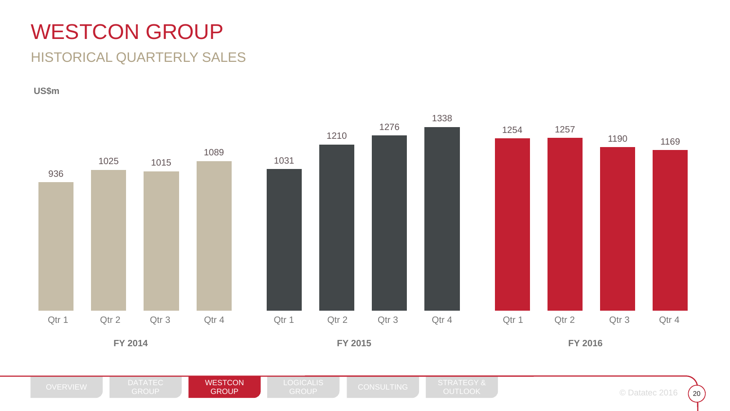# WESTCON GROUP

## HISTORICAL QUARTERLY SALES

**US$m**

| | Qtr 1 | Qtr 2 | Qtr 3 | Qtr 4 |
|---|---|---|---|---|
| **FY 2014** | 936 | 1025 | 1015 | 1089 |
| **FY 2015** | 1031 | 1210 | 1276 | 1338 |
| **FY 2016** | 1254 | 1257 | 1190 | 1169 |

OVERVIEW | DATATEC GROUP | WESTCON GROUP | LOGICALIS GROUP | CONSULTING | STRATEGY & OUTLOOK

© Datatec 2016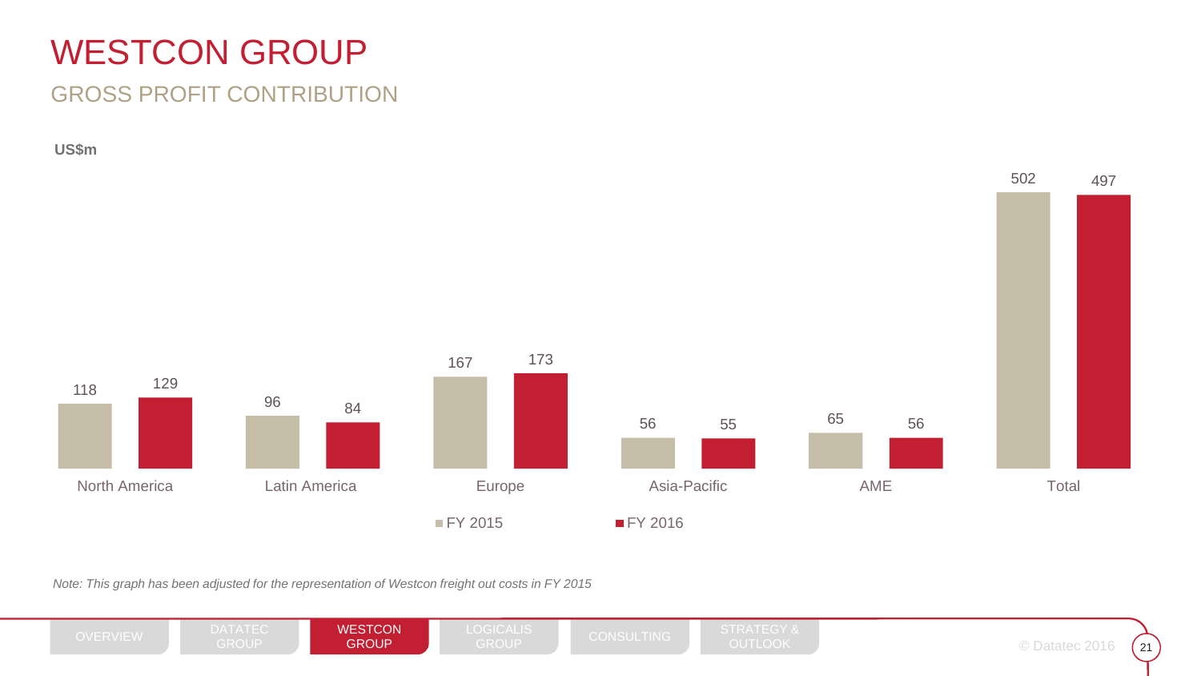# WESTCON GROUP

## GROSS PROFIT CONTRIBUTION

US$m

| | FY 2015 | FY 2016 |
|---|---|---|
| North America | 118 | 129 |
| Latin America | 96 | 84 |
| Europe | 167 | 173 |
| Asia-Pacific | 56 | 55 |
| AME | 65 | 56 |
| Total | 502 | 497 |

*Note: This graph has been adjusted for the representation of Westcon freight out costs in FY 2015*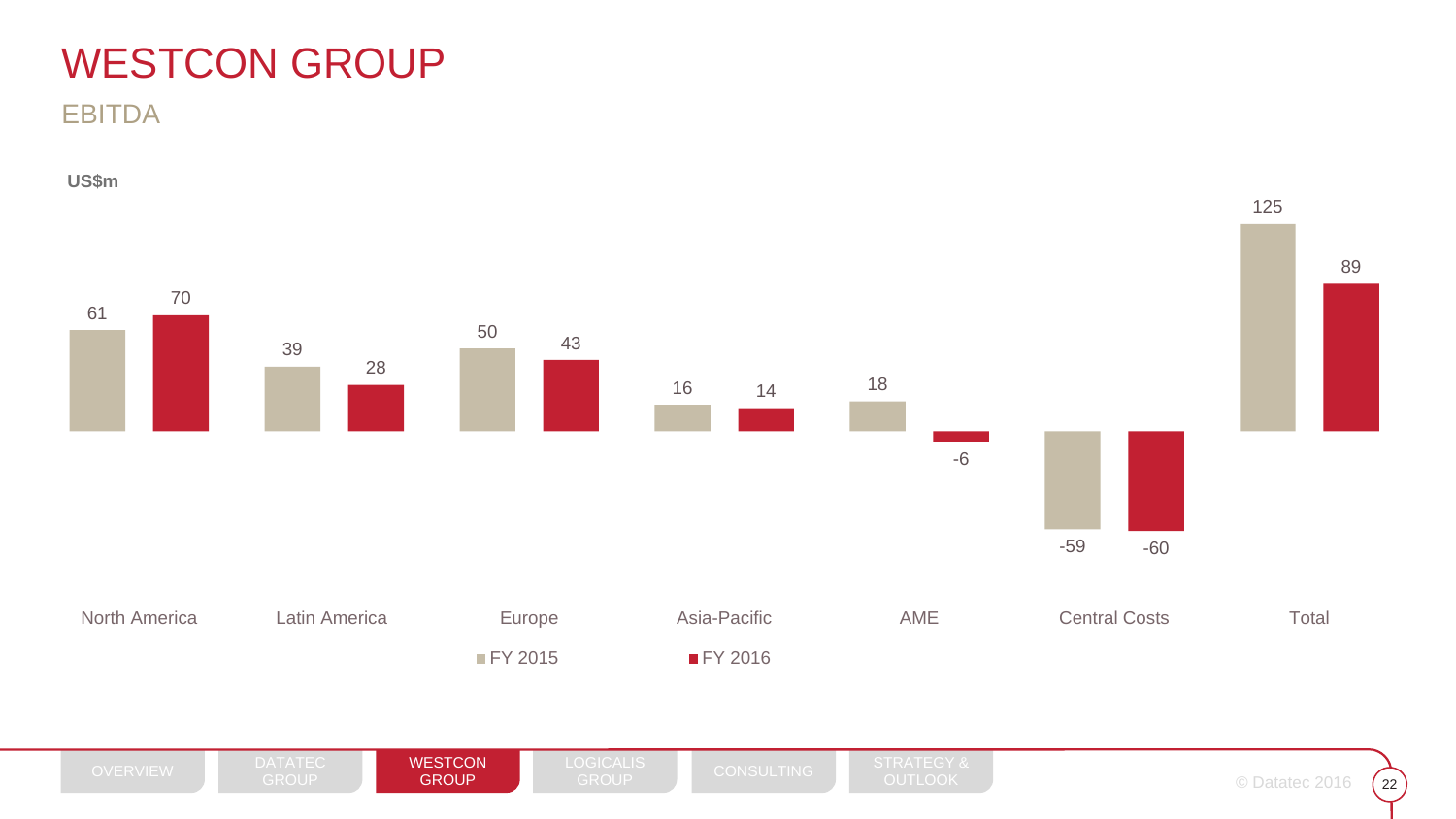# WESTCON GROUP

## EBITDA

US$m

| | FY 2015 | FY 2016 |
|---|---|---|
| North America | 61 | 70 |
| Latin America | 39 | 28 |
| Europe | 50 | 43 |
| Asia-Pacific | 16 | 14 |
| AME | 18 | -6 |
| Central Costs | -59 | -60 |
| Total | 125 | 89 |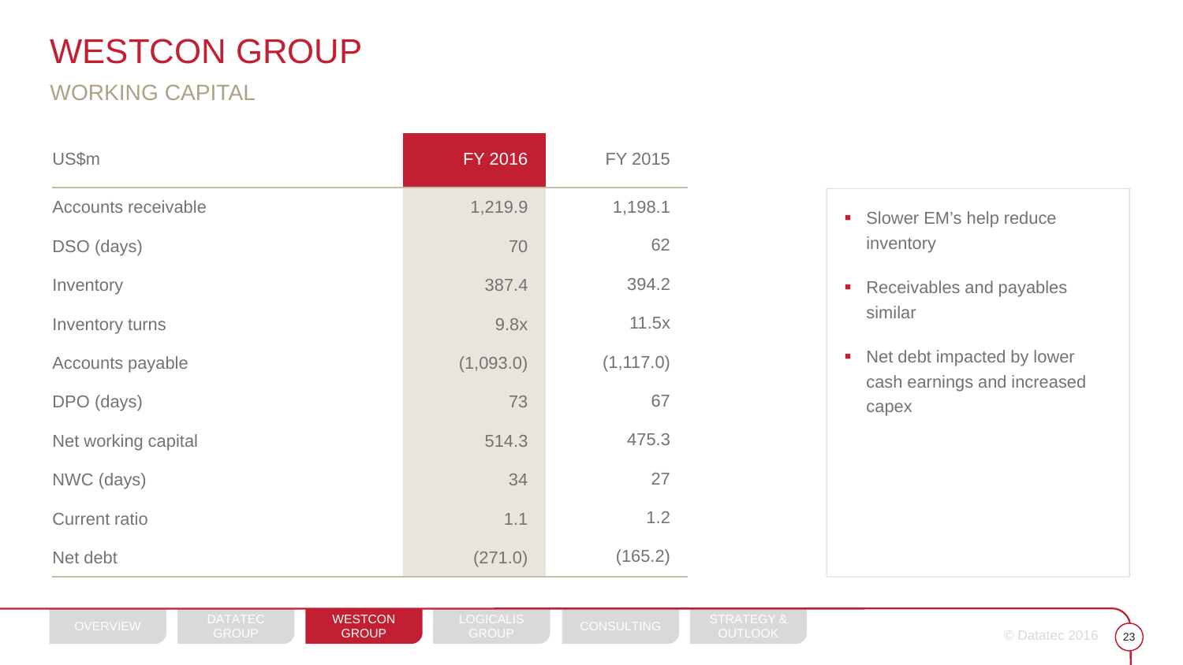# WESTCON GROUP

## WORKING CAPITAL

| US$m | FY 2016 | FY 2015 |
|---|---|---|
| Accounts receivable | 1,219.9 | 1,198.1 |
| DSO (days) | 70 | 62 |
| Inventory | 387.4 | 394.2 |
| Inventory turns | 9.8x | 11.5x |
| Accounts payable | (1,093.0) | (1,117.0) |
| DPO (days) | 73 | 67 |
| Net working capital | 514.3 | 475.3 |
| NWC (days) | 34 | 27 |
| Current ratio | 1.1 | 1.2 |
| Net debt | (271.0) | (165.2) |

- Slower EM's help reduce inventory
- Receivables and payables similar
- Net debt impacted by lower cash earnings and increased capex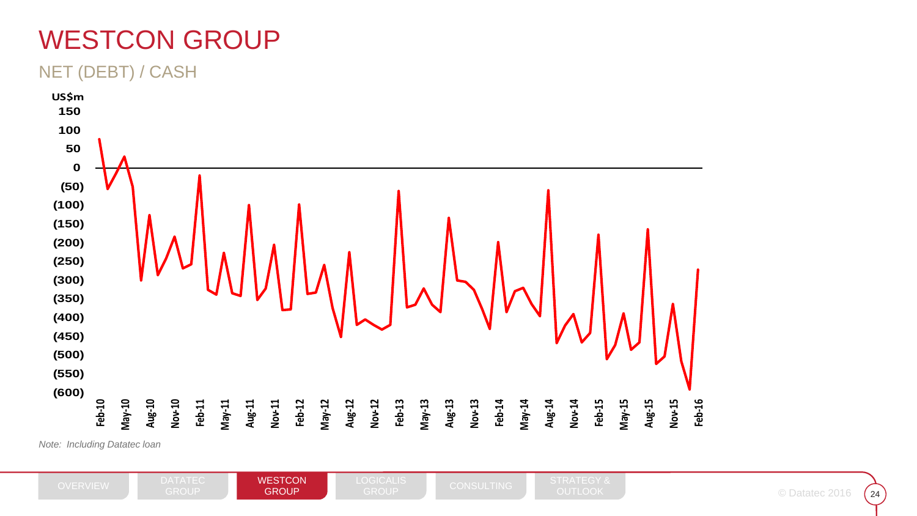# WESTCON GROUP

## NET (DEBT) / CASH

US$m

150
100
50
0
(50)
(100)
(150)
(200)
(250)
(300)
(350)
(400)
(450)
(500)
(550)
(600)

Feb-10, May-10, Aug-10, Nov-10, Feb-11, May-11, Aug-11, Nov-11, Feb-12, May-12, Aug-12, Nov-12, Feb-13, May-13, Aug-13, Nov-13, Feb-14, May-14, Aug-14, Nov-14, Feb-15, May-15, Aug-15, Nov-15, Feb-16

*Note: Including Datatec loan*

OVERVIEW | DATATEC GROUP | WESTCON GROUP | LOGICALIS GROUP | CONSULTING | STRATEGY & OUTLOOK

© Datatec 2016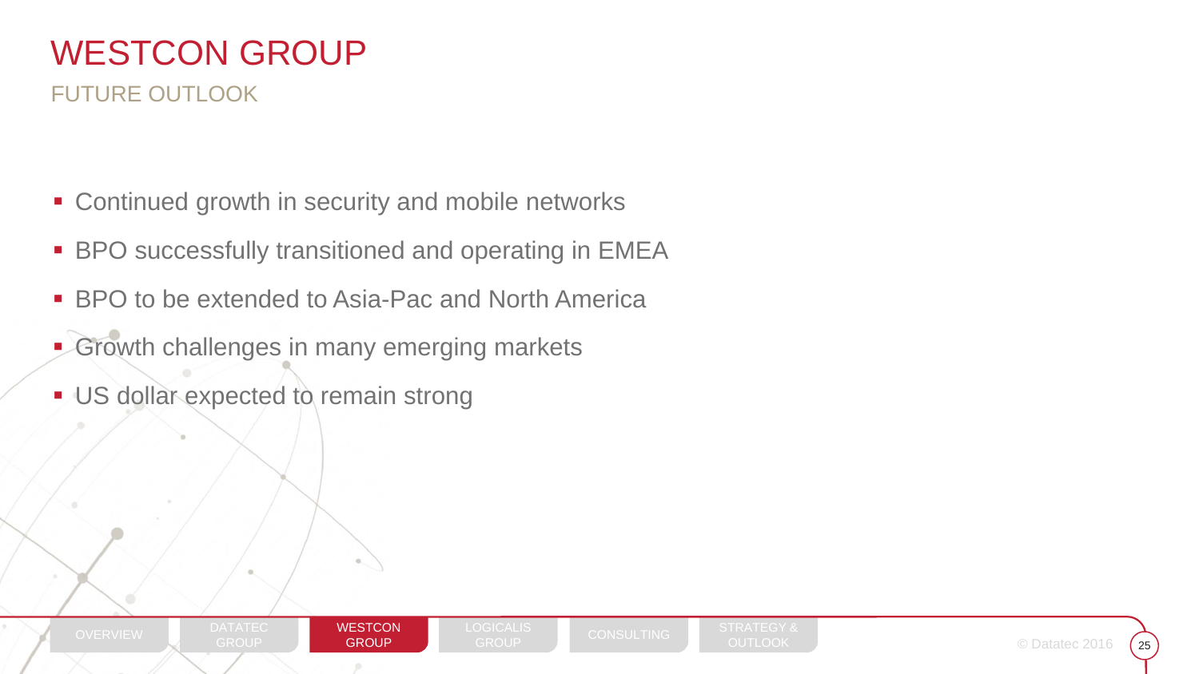# WESTCON GROUP

## FUTURE OUTLOOK

- Continued growth in security and mobile networks
- BPO successfully transitioned and operating in EMEA
- BPO to be extended to Asia-Pac and North America
- Growth challenges in many emerging markets
- US dollar expected to remain strong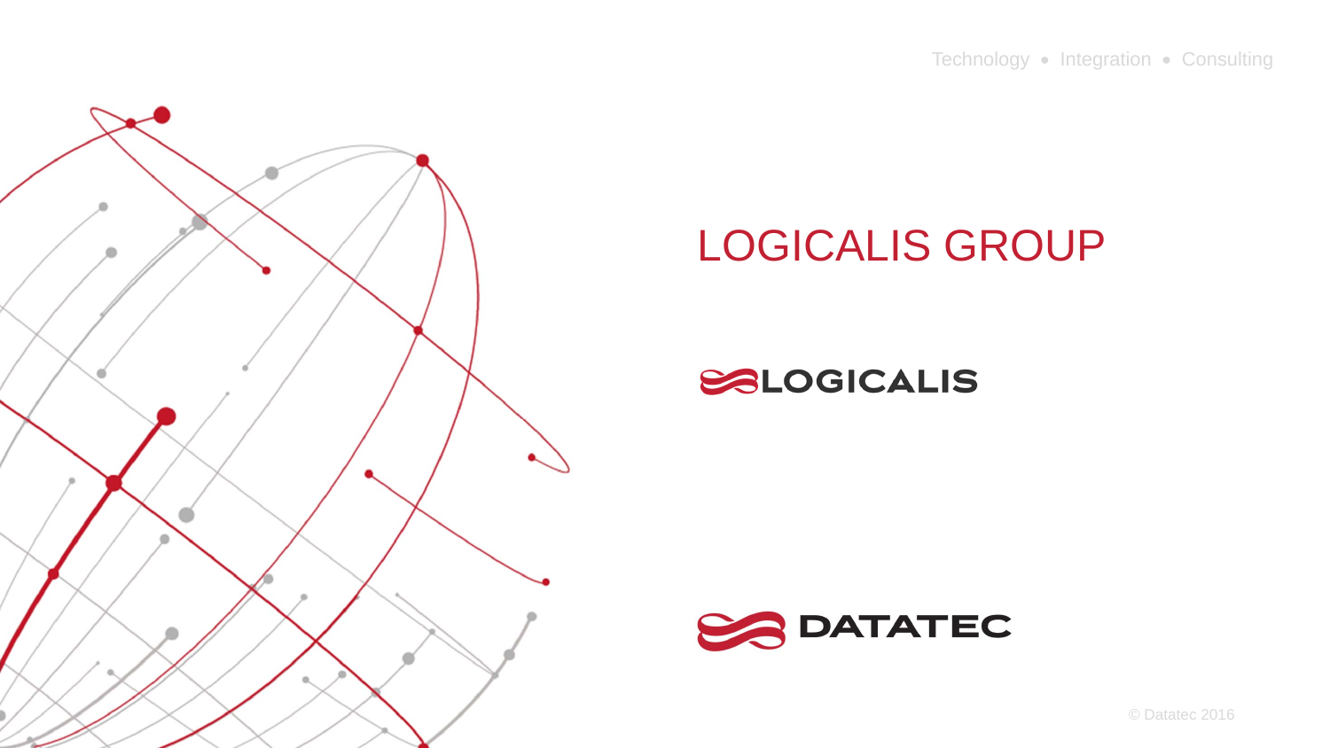Technology • Integration • Consulting

# LOGICALIS GROUP

LOGICALIS

DATATEC

© Datatec 2016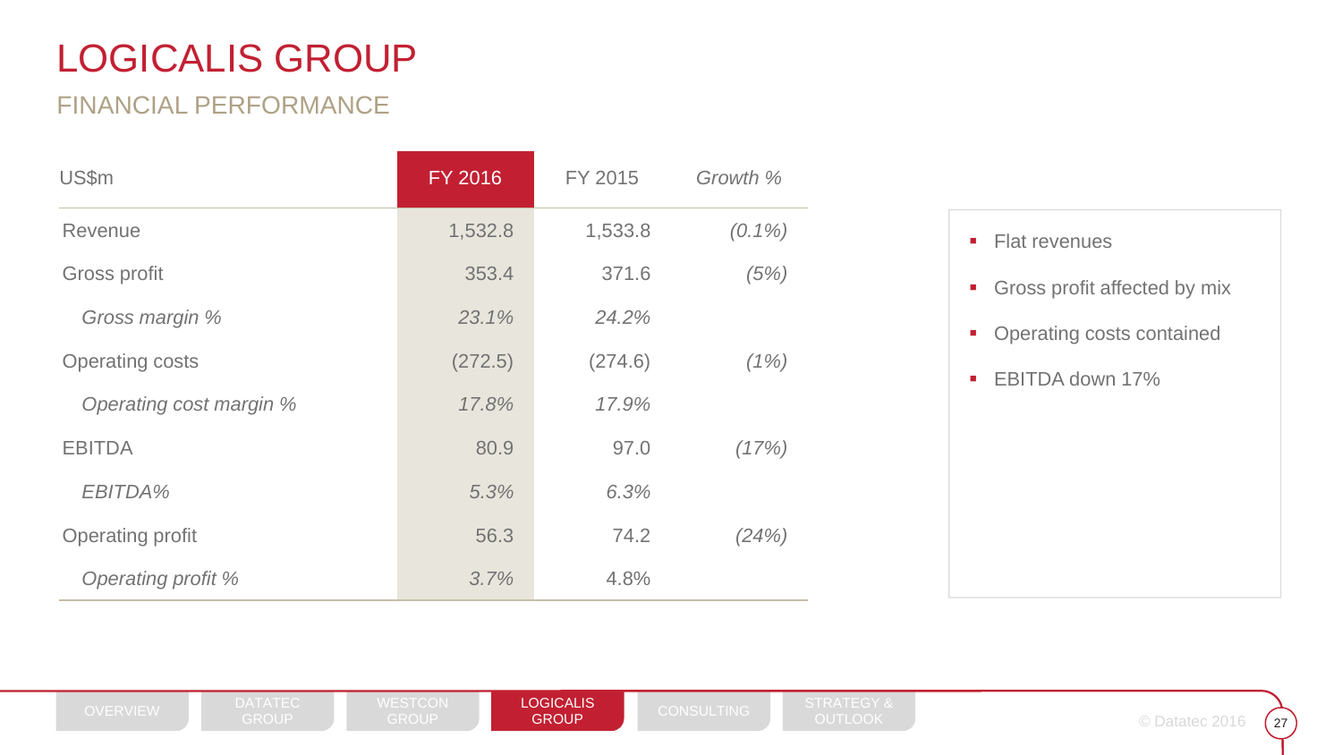# LOGICALIS GROUP

## FINANCIAL PERFORMANCE

| US$m | FY 2016 | FY 2015 | *Growth %* |
|---|---|---|---|
| Revenue | 1,532.8 | 1,533.8 | *(0.1%)* |
| Gross profit | 353.4 | 371.6 | *(5%)* |
| *Gross margin %* | *23.1%* | *24.2%* | |
| Operating costs | (272.5) | (274.6) | *(1%)* |
| *Operating cost margin %* | *17.8%* | *17.9%* | |
| EBITDA | 80.9 | 97.0 | *(17%)* |
| *EBITDA%* | *5.3%* | *6.3%* | |
| Operating profit | 56.3 | 74.2 | *(24%)* |
| *Operating profit %* | *3.7%* | 4.8% | |

- Flat revenues
- Gross profit affected by mix
- Operating costs contained
- EBITDA down 17%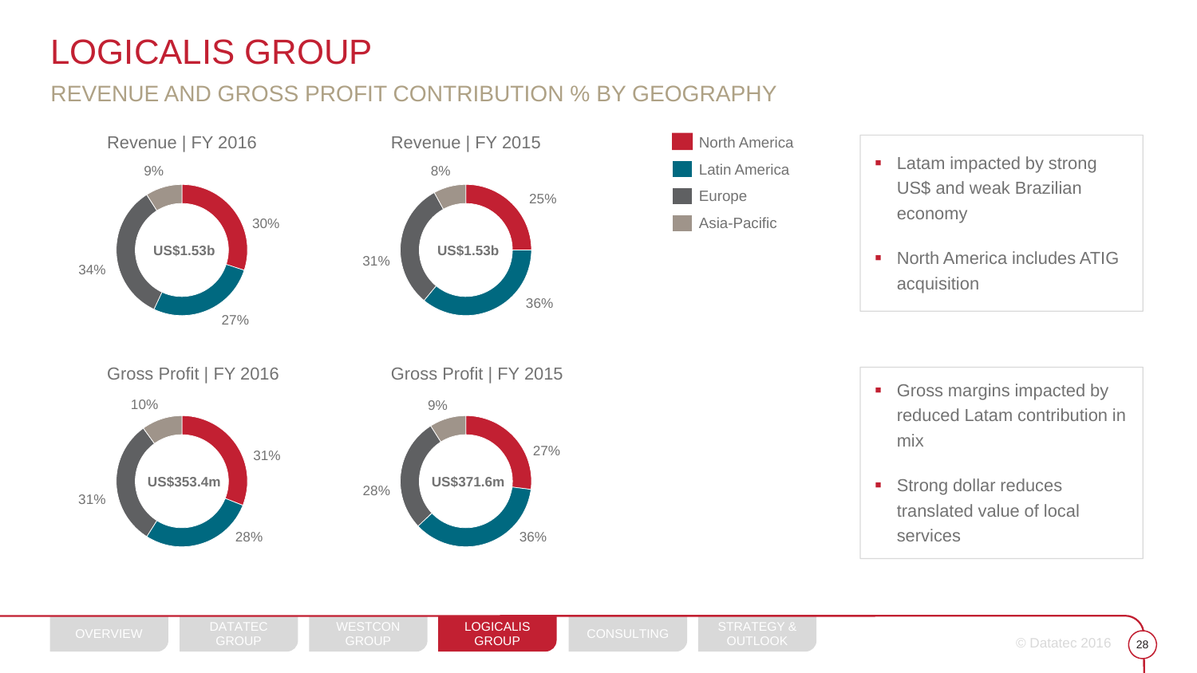# LOGICALIS GROUP

## REVENUE AND GROSS PROFIT CONTRIBUTION % BY GEOGRAPHY

| | Revenue FY 2016 | Revenue FY 2015 | Gross Profit FY 2016 | Gross Profit FY 2015 |
|---|---|---|---|---|
| Total | US$1.53b | US$1.53b | US$353.4m | US$371.6m |
| North America | 30% | 25% | 31% | 27% |
| Latin America | 27% | 36% | 28% | 36% |
| Europe | 34% | 31% | 31% | 28% |
| Asia-Pacific | 9% | 8% | 10% | 9% |

- Latam impacted by strong US$ and weak Brazilian economy
- North America includes ATIG acquisition

- Gross margins impacted by reduced Latam contribution in mix
- Strong dollar reduces translated value of local services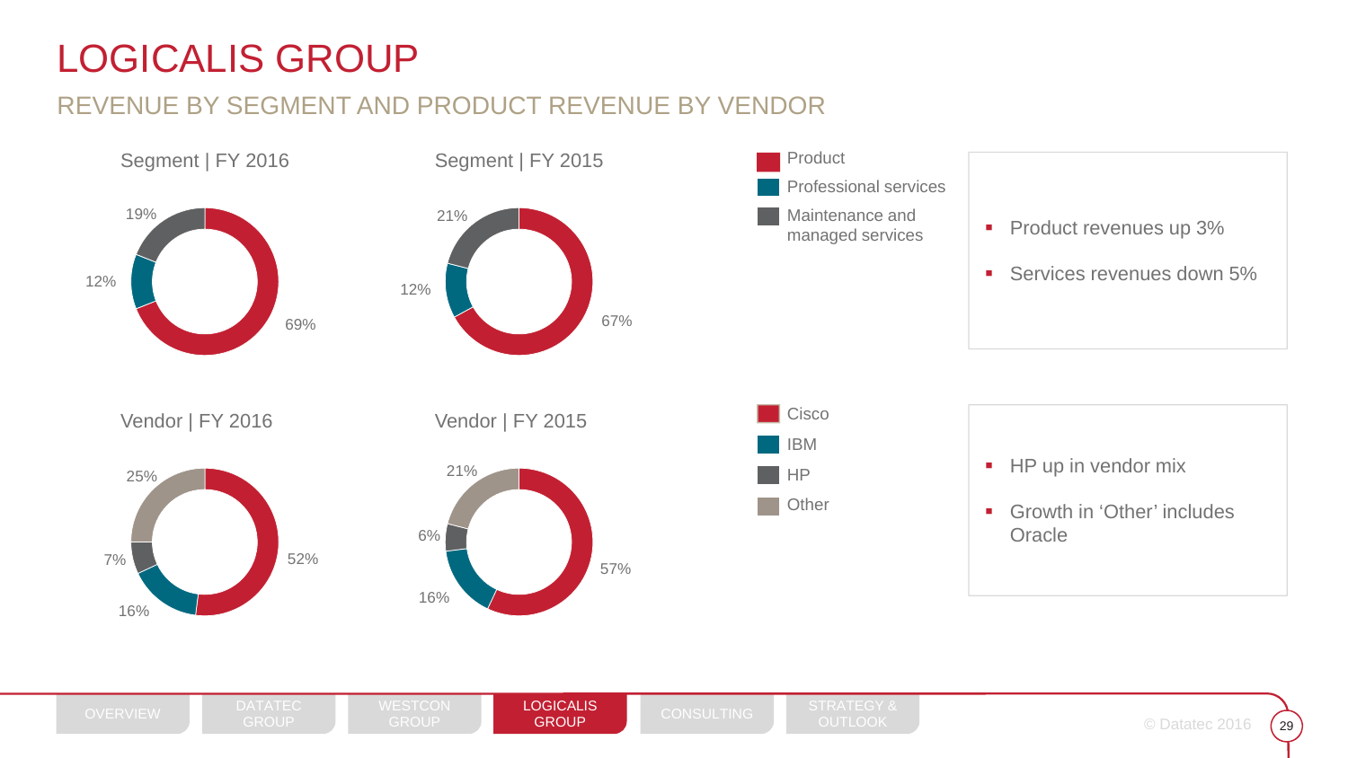# LOGICALIS GROUP

## REVENUE BY SEGMENT AND PRODUCT REVENUE BY VENDOR

### Segment | FY 2016

| Segment | % |
|---|---|
| Product | 69% |
| Professional services | 12% |
| Maintenance and managed services | 19% |

### Segment | FY 2015

| Segment | % |
|---|---|
| Product | 67% |
| Professional services | 12% |
| Maintenance and managed services | 21% |

- Product revenues up 3%
- Services revenues down 5%

### Vendor | FY 2016

| Vendor | % |
|---|---|
| Cisco | 52% |
| IBM | 16% |
| HP | 7% |
| Other | 25% |

### Vendor | FY 2015

| Vendor | % |
|---|---|
| Cisco | 57% |
| IBM | 16% |
| HP | 6% |
| Other | 21% |

- HP up in vendor mix
- Growth in 'Other' includes Oracle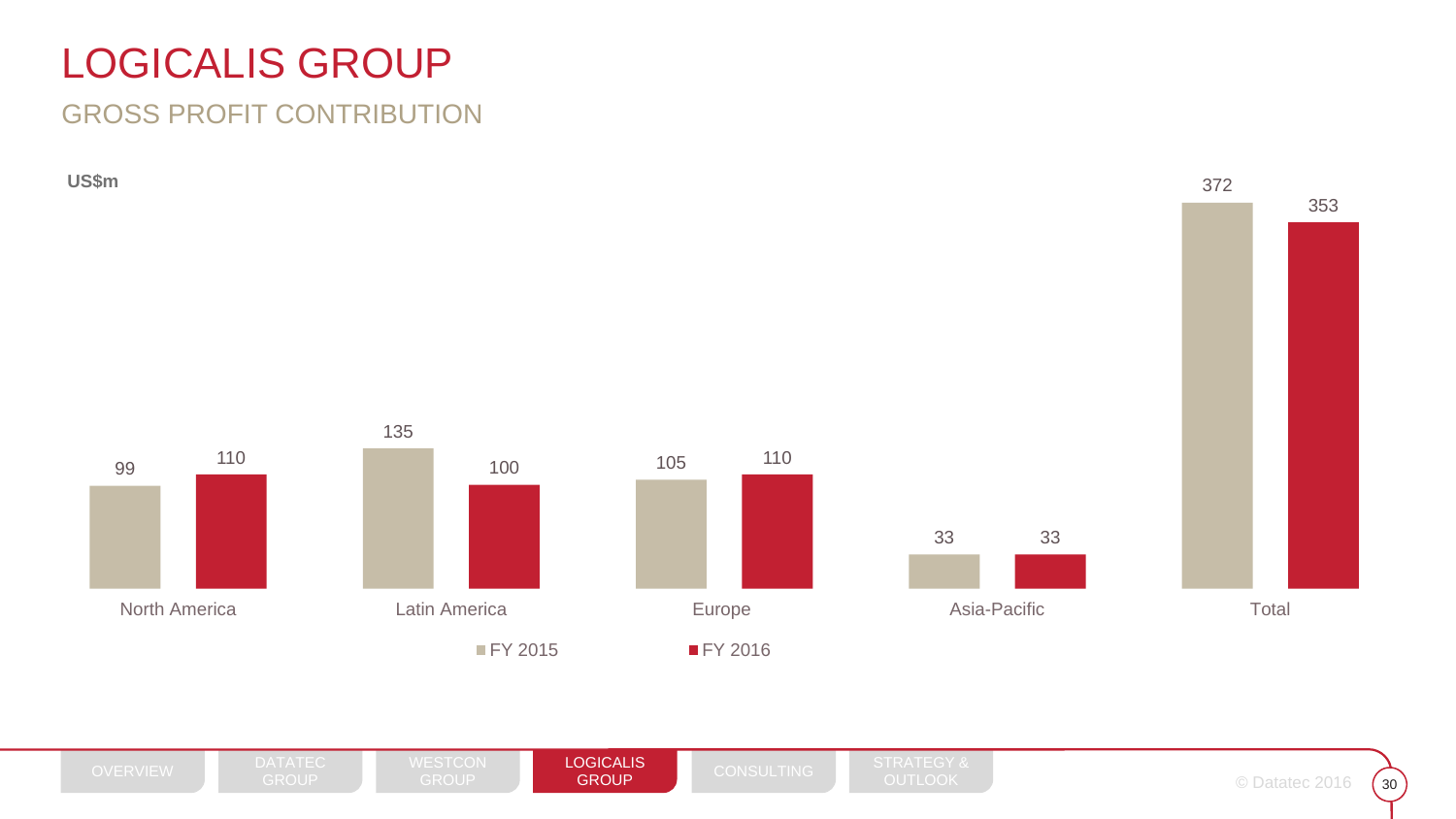# LOGICALIS GROUP

## GROSS PROFIT CONTRIBUTION

US$m

| | FY 2015 | FY 2016 |
|---|---|---|
| North America | 99 | 110 |
| Latin America | 135 | 100 |
| Europe | 105 | 110 |
| Asia-Pacific | 33 | 33 |
| Total | 372 | 353 |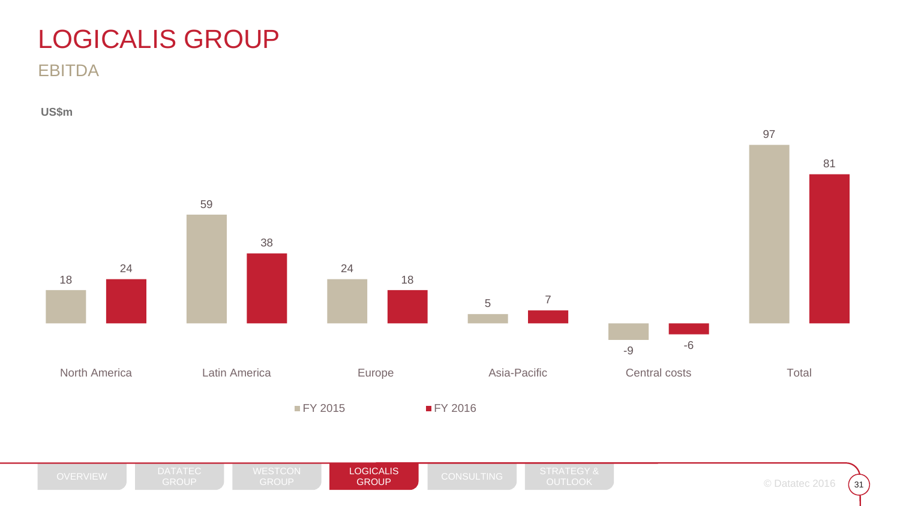# LOGICALIS GROUP

## EBITDA

US$m

| | FY 2015 | FY 2016 |
|---|---|---|
| North America | 18 | 24 |
| Latin America | 59 | 38 |
| Europe | 24 | 18 |
| Asia-Pacific | 5 | 7 |
| Central costs | -9 | -6 |
| Total | 97 | 81 |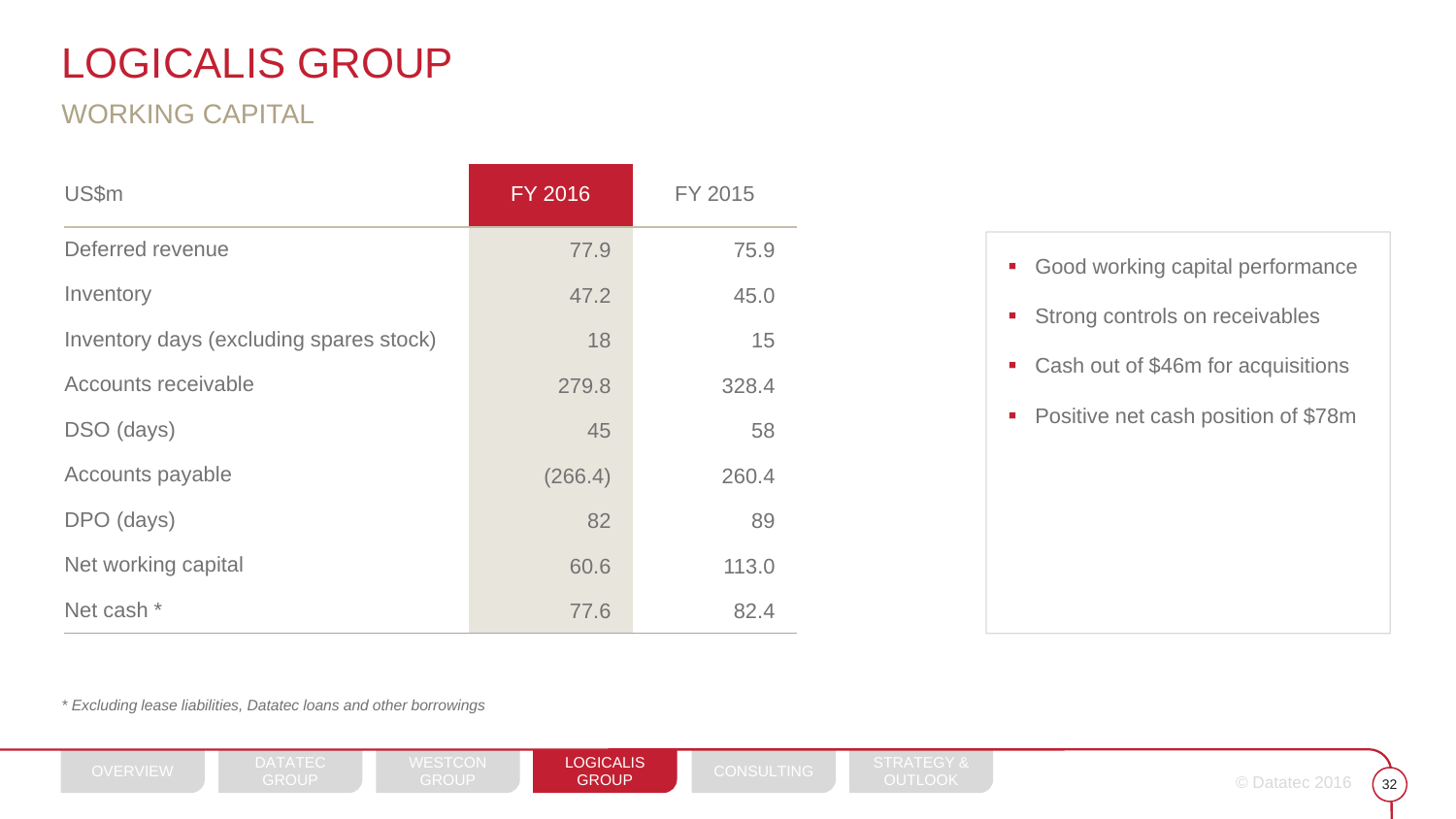# LOGICALIS GROUP

## WORKING CAPITAL

| US$m | FY 2016 | FY 2015 |
|---|---|---|
| Deferred revenue | 77.9 | 75.9 |
| Inventory | 47.2 | 45.0 |
| Inventory days (excluding spares stock) | 18 | 15 |
| Accounts receivable | 279.8 | 328.4 |
| DSO (days) | 45 | 58 |
| Accounts payable | (266.4) | 260.4 |
| DPO (days) | 82 | 89 |
| Net working capital | 60.6 | 113.0 |
| Net cash * | 77.6 | 82.4 |

- Good working capital performance
- Strong controls on receivables
- Cash out of $46m for acquisitions
- Positive net cash position of $78m

*\* Excluding lease liabilities, Datatec loans and other borrowings*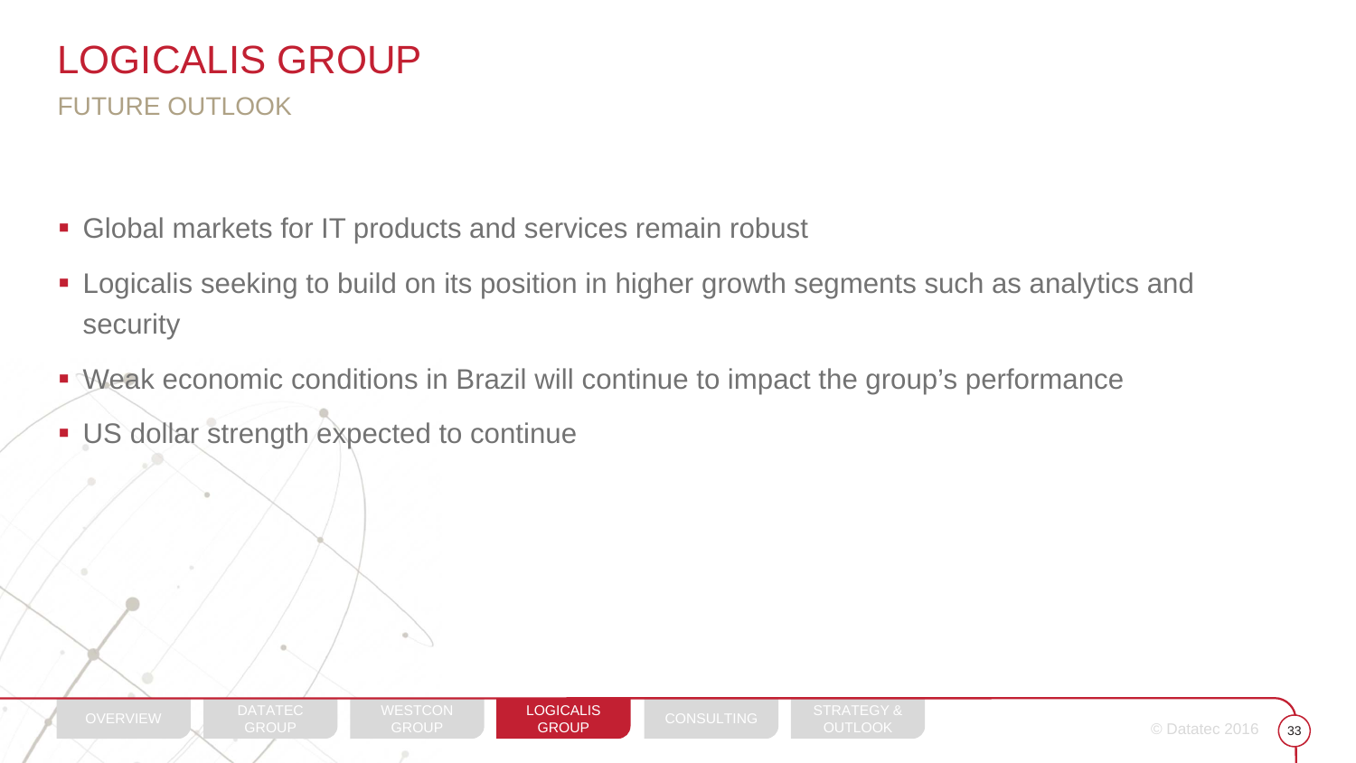# LOGICALIS GROUP

## FUTURE OUTLOOK

- Global markets for IT products and services remain robust
- Logicalis seeking to build on its position in higher growth segments such as analytics and security
- Weak economic conditions in Brazil will continue to impact the group's performance
- US dollar strength expected to continue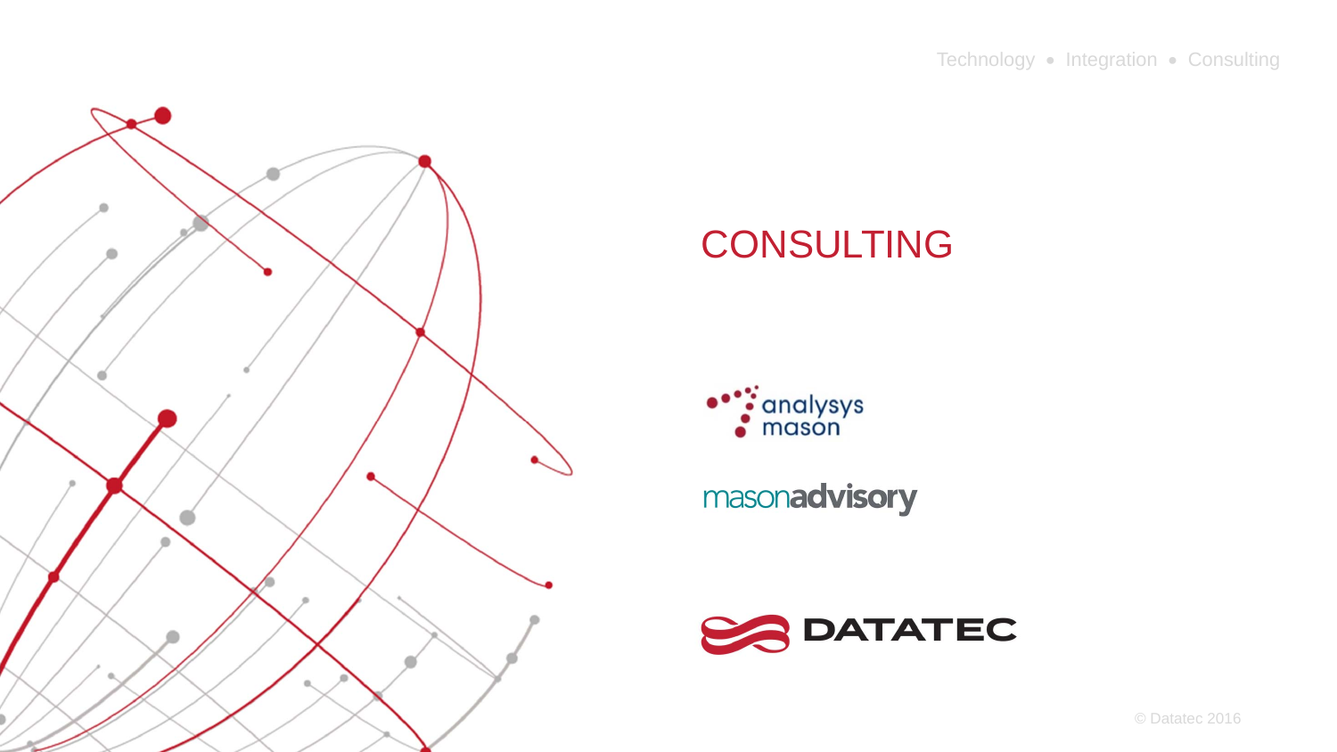# CONSULTING

analysys mason

masonadvisory

DATATEC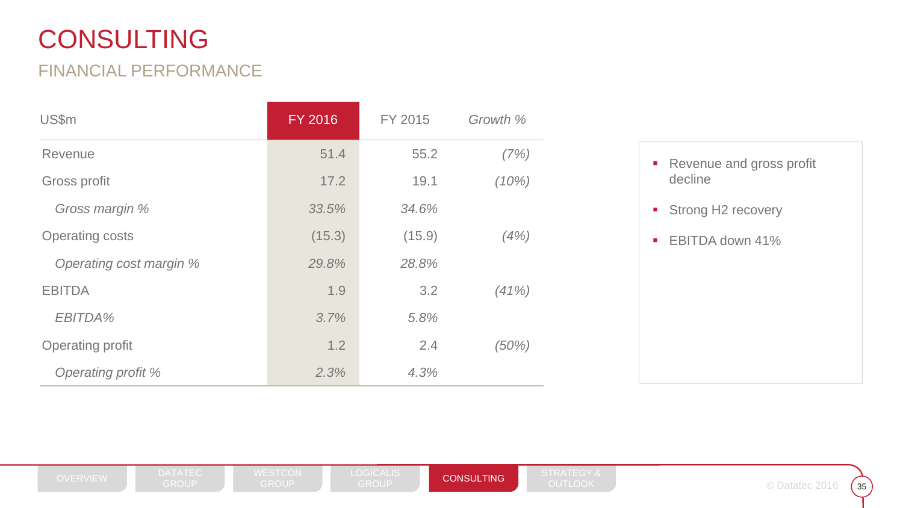# CONSULTING

## FINANCIAL PERFORMANCE

| US$m | FY 2016 | FY 2015 | *Growth %* |
|---|---|---|---|
| Revenue | 51.4 | 55.2 | *(7%)* |
| Gross profit | 17.2 | 19.1 | *(10%)* |
| *Gross margin %* | *33.5%* | *34.6%* | |
| Operating costs | (15.3) | (15.9) | *(4%)* |
| *Operating cost margin %* | *29.8%* | *28.8%* | |
| EBITDA | 1.9 | 3.2 | *(41%)* |
| *EBITDA%* | *3.7%* | *5.8%* | |
| Operating profit | 1.2 | 2.4 | *(50%)* |
| *Operating profit %* | *2.3%* | *4.3%* | |

- Revenue and gross profit decline
- Strong H2 recovery
- EBITDA down 41%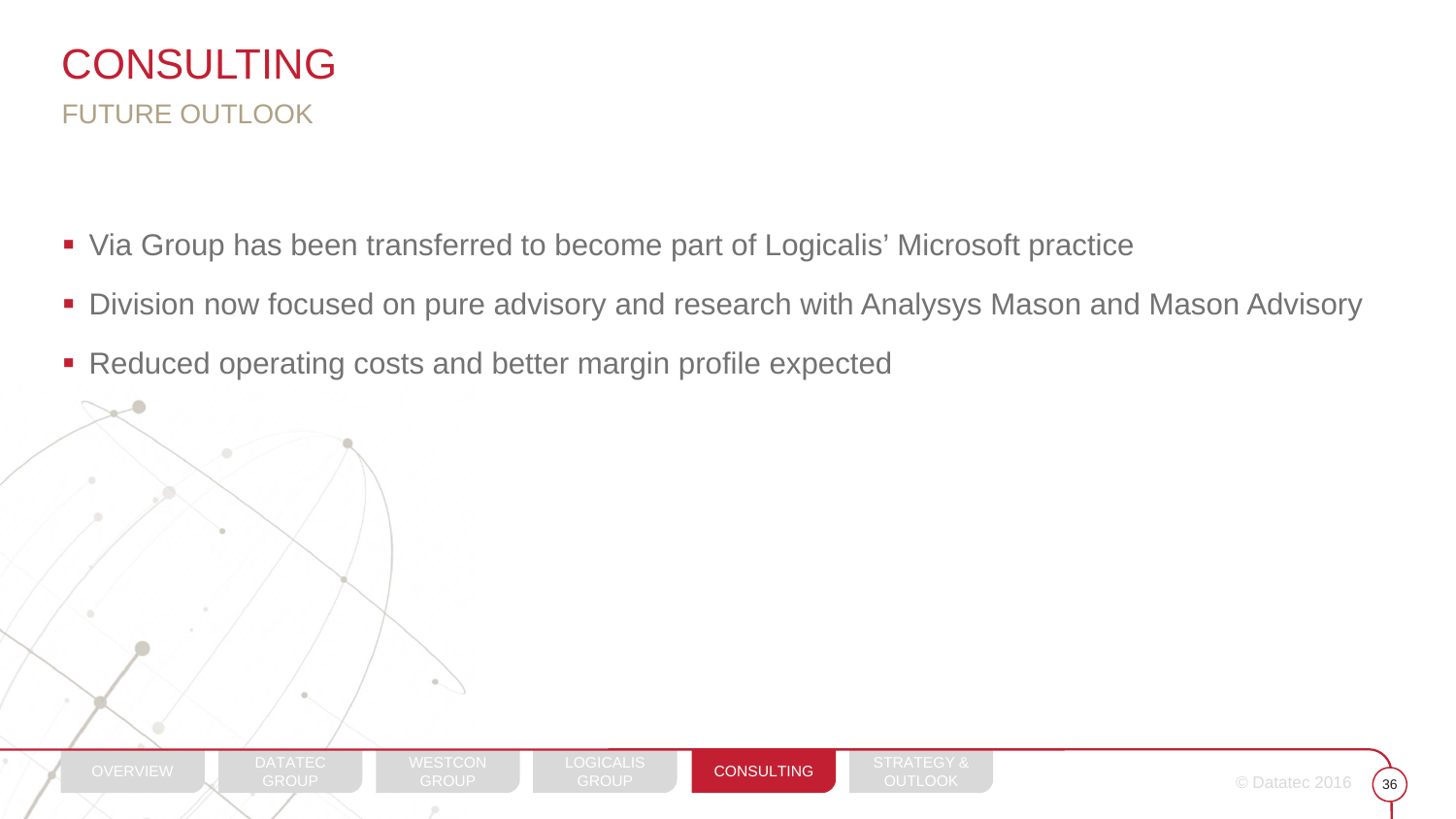# CONSULTING

## FUTURE OUTLOOK

- Via Group has been transferred to become part of Logicalis' Microsoft practice
- Division now focused on pure advisory and research with Analysys Mason and Mason Advisory
- Reduced operating costs and better margin profile expected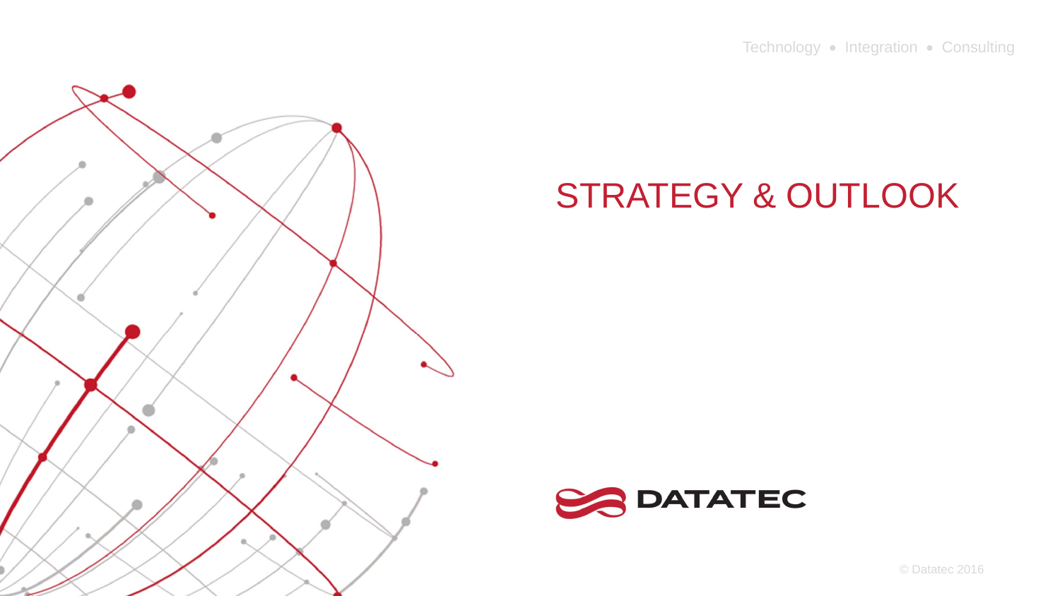Technology • Integration • Consulting

# STRATEGY & OUTLOOK

DATATEC

© Datatec 2016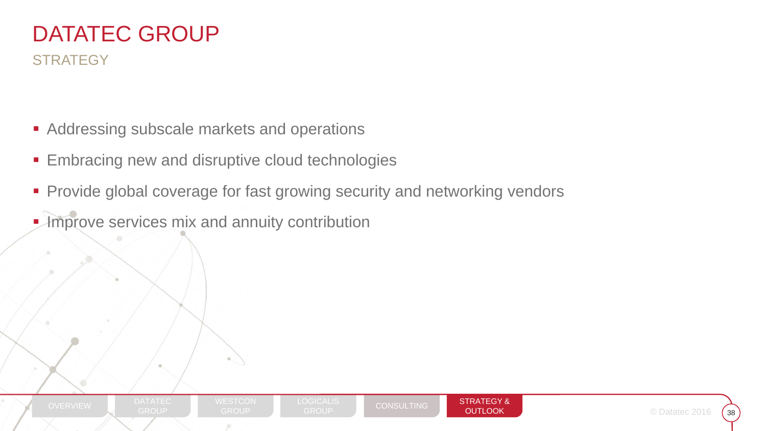# DATATEC GROUP

## STRATEGY

- Addressing subscale markets and operations
- Embracing new and disruptive cloud technologies
- Provide global coverage for fast growing security and networking vendors
- Improve services mix and annuity contribution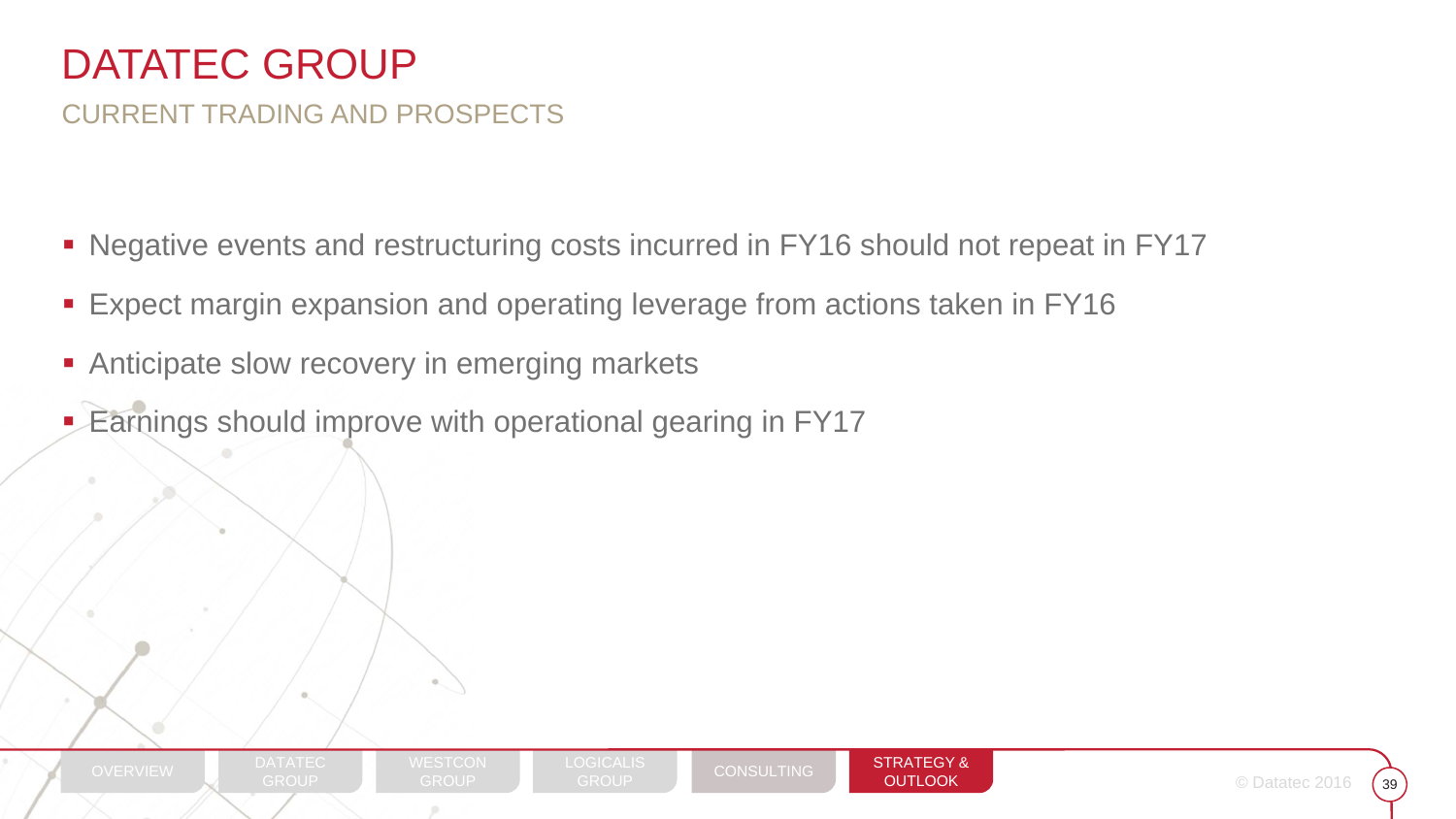# DATATEC GROUP

## CURRENT TRADING AND PROSPECTS

- Negative events and restructuring costs incurred in FY16 should not repeat in FY17
- Expect margin expansion and operating leverage from actions taken in FY16
- Anticipate slow recovery in emerging markets
- Earnings should improve with operational gearing in FY17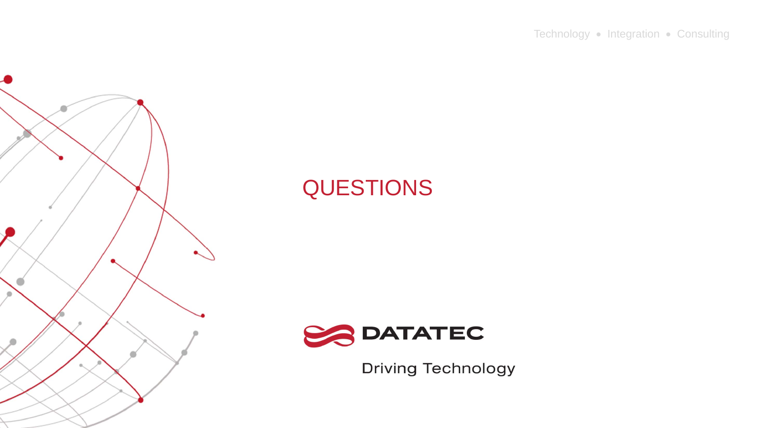# QUESTIONS

DATATEC

Driving Technology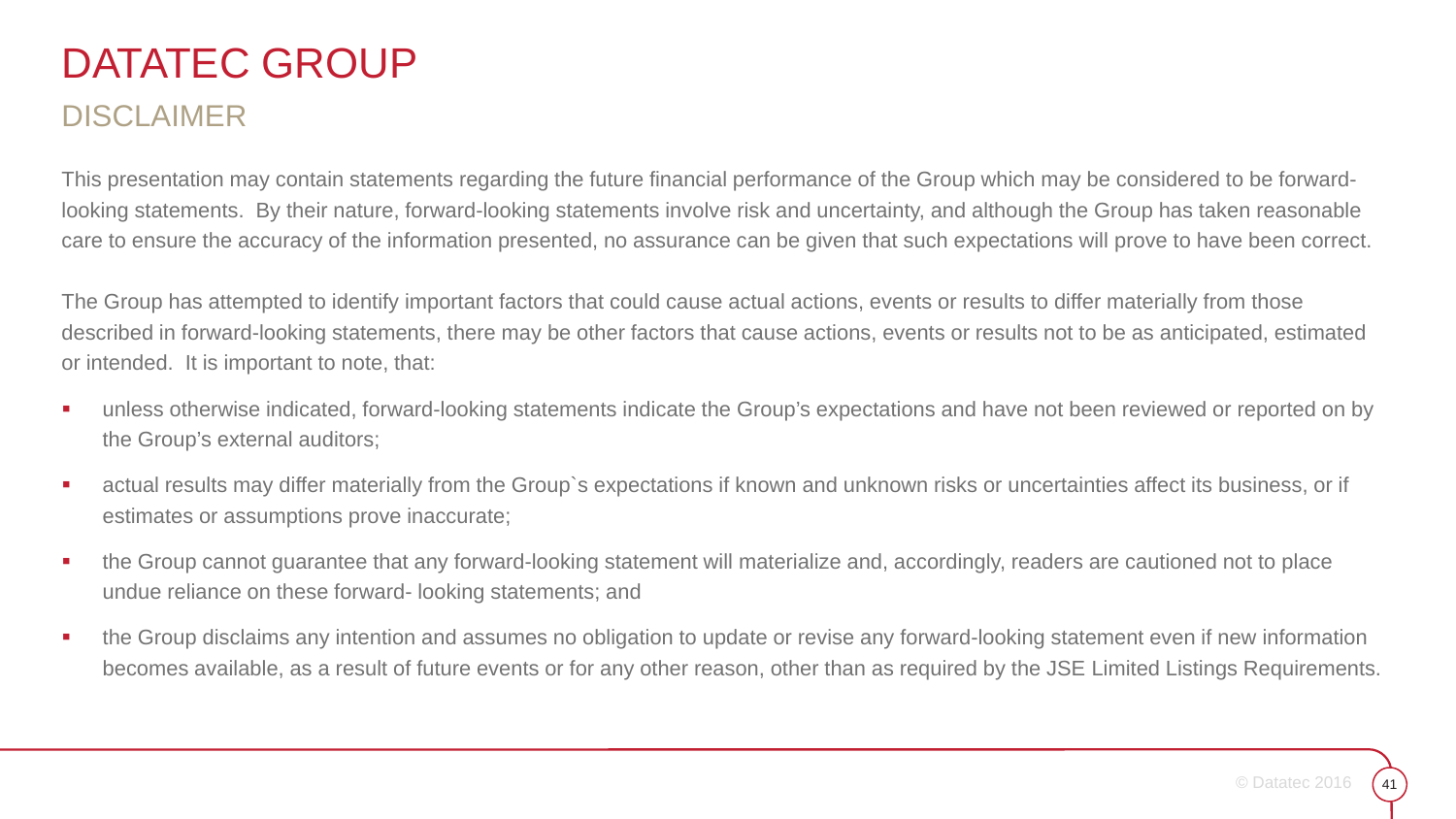# DATATEC GROUP

## DISCLAIMER

This presentation may contain statements regarding the future financial performance of the Group which may be considered to be forward-looking statements. By their nature, forward-looking statements involve risk and uncertainty, and although the Group has taken reasonable care to ensure the accuracy of the information presented, no assurance can be given that such expectations will prove to have been correct.

The Group has attempted to identify important factors that could cause actual actions, events or results to differ materially from those described in forward-looking statements, there may be other factors that cause actions, events or results not to be as anticipated, estimated or intended. It is important to note, that:

- unless otherwise indicated, forward-looking statements indicate the Group's expectations and have not been reviewed or reported on by the Group's external auditors;
- actual results may differ materially from the Group`s expectations if known and unknown risks or uncertainties affect its business, or if estimates or assumptions prove inaccurate;
- the Group cannot guarantee that any forward-looking statement will materialize and, accordingly, readers are cautioned not to place undue reliance on these forward- looking statements; and
- the Group disclaims any intention and assumes no obligation to update or revise any forward-looking statement even if new information becomes available, as a result of future events or for any other reason, other than as required by the JSE Limited Listings Requirements.

© Datatec 2016